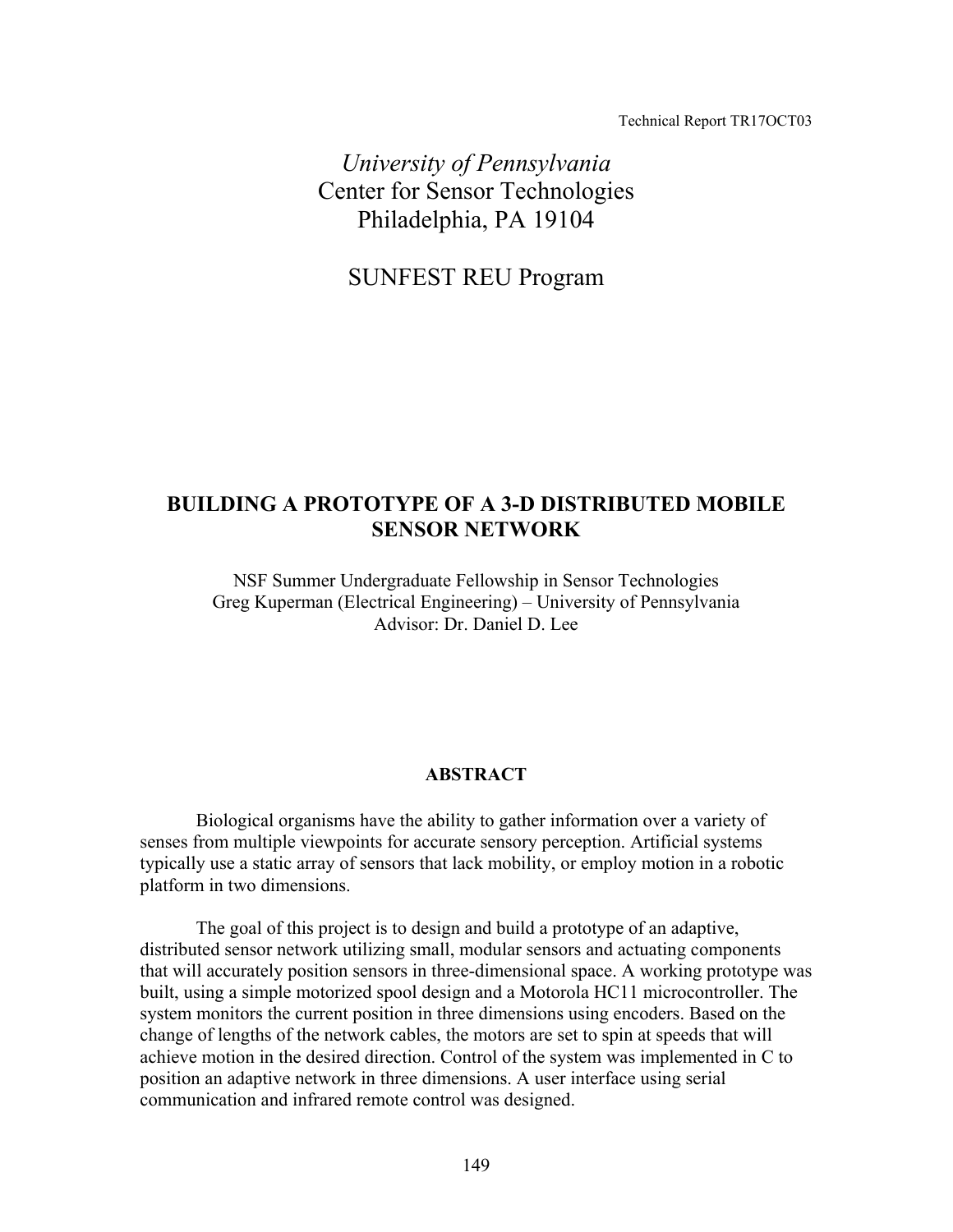Technical Report TR17OCT03

*University of Pennsylvania*
Center for Sensor Technologies
Philadelphia, PA 19104

SUNFEST REU Program

# BUILDING A PROTOTYPE OF A 3-D DISTRIBUTED MOBILE SENSOR NETWORK

NSF Summer Undergraduate Fellowship in Sensor Technologies
Greg Kuperman (Electrical Engineering) – University of Pennsylvania
Advisor: Dr. Daniel D. Lee

## ABSTRACT

Biological organisms have the ability to gather information over a variety of senses from multiple viewpoints for accurate sensory perception. Artificial systems typically use a static array of sensors that lack mobility, or employ motion in a robotic platform in two dimensions.

The goal of this project is to design and build a prototype of an adaptive, distributed sensor network utilizing small, modular sensors and actuating components that will accurately position sensors in three-dimensional space. A working prototype was built, using a simple motorized spool design and a Motorola HC11 microcontroller. The system monitors the current position in three dimensions using encoders. Based on the change of lengths of the network cables, the motors are set to spin at speeds that will achieve motion in the desired direction. Control of the system was implemented in C to position an adaptive network in three dimensions. A user interface using serial communication and infrared remote control was designed.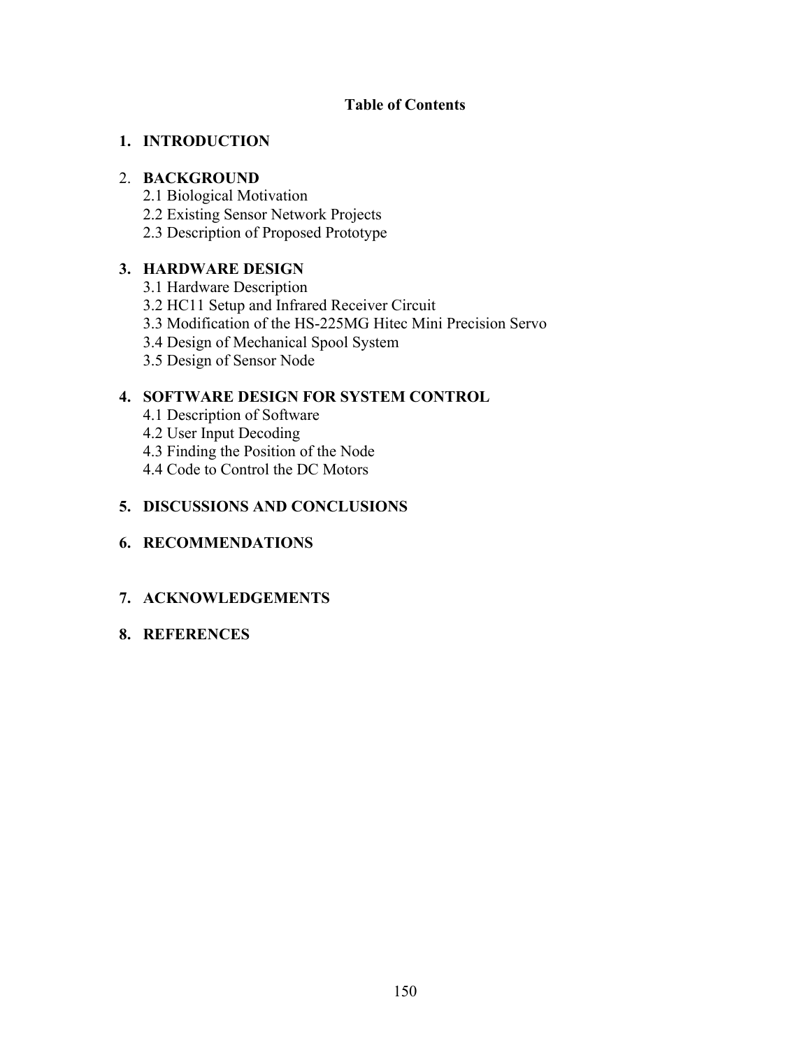## Table of Contents

**1. INTRODUCTION**

**2. BACKGROUND**

- 2.1 Biological Motivation
- 2.2 Existing Sensor Network Projects
- 2.3 Description of Proposed Prototype

**3. HARDWARE DESIGN**

- 3.1 Hardware Description
- 3.2 HC11 Setup and Infrared Receiver Circuit
- 3.3 Modification of the HS-225MG Hitec Mini Precision Servo
- 3.4 Design of Mechanical Spool System
- 3.5 Design of Sensor Node

**4. SOFTWARE DESIGN FOR SYSTEM CONTROL**

- 4.1 Description of Software
- 4.2 User Input Decoding
- 4.3 Finding the Position of the Node
- 4.4 Code to Control the DC Motors

**5. DISCUSSIONS AND CONCLUSIONS**

**6. RECOMMENDATIONS**

**7. ACKNOWLEDGEMENTS**

**8. REFERENCES**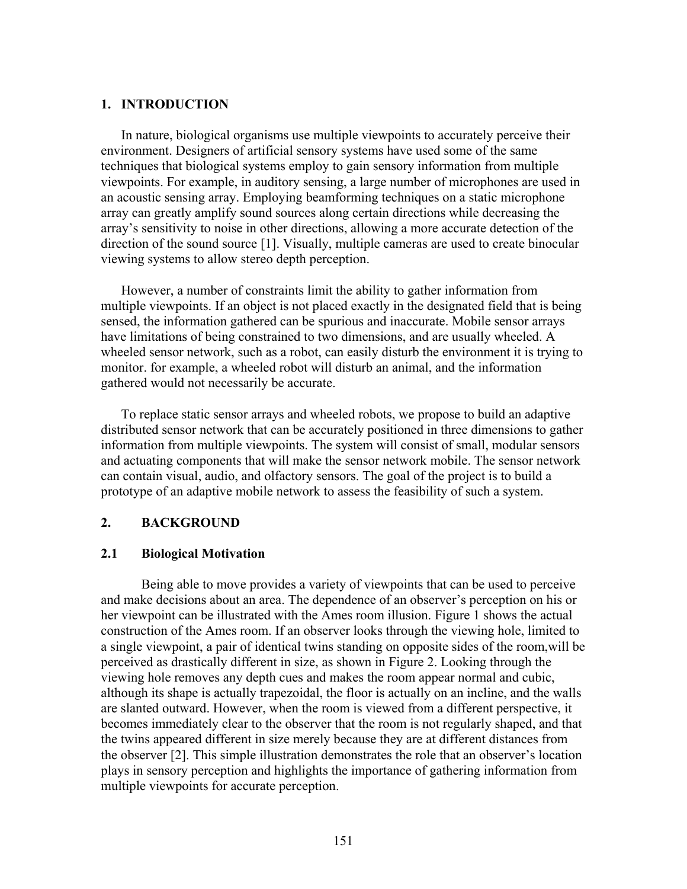## 1. INTRODUCTION

In nature, biological organisms use multiple viewpoints to accurately perceive their environment. Designers of artificial sensory systems have used some of the same techniques that biological systems employ to gain sensory information from multiple viewpoints. For example, in auditory sensing, a large number of microphones are used in an acoustic sensing array. Employing beamforming techniques on a static microphone array can greatly amplify sound sources along certain directions while decreasing the array's sensitivity to noise in other directions, allowing a more accurate detection of the direction of the sound source [1]. Visually, multiple cameras are used to create binocular viewing systems to allow stereo depth perception.

However, a number of constraints limit the ability to gather information from multiple viewpoints. If an object is not placed exactly in the designated field that is being sensed, the information gathered can be spurious and inaccurate. Mobile sensor arrays have limitations of being constrained to two dimensions, and are usually wheeled. A wheeled sensor network, such as a robot, can easily disturb the environment it is trying to monitor. for example, a wheeled robot will disturb an animal, and the information gathered would not necessarily be accurate.

To replace static sensor arrays and wheeled robots, we propose to build an adaptive distributed sensor network that can be accurately positioned in three dimensions to gather information from multiple viewpoints. The system will consist of small, modular sensors and actuating components that will make the sensor network mobile. The sensor network can contain visual, audio, and olfactory sensors. The goal of the project is to build a prototype of an adaptive mobile network to assess the feasibility of such a system.

## 2. BACKGROUND

### 2.1 Biological Motivation

Being able to move provides a variety of viewpoints that can be used to perceive and make decisions about an area. The dependence of an observer's perception on his or her viewpoint can be illustrated with the Ames room illusion. Figure 1 shows the actual construction of the Ames room. If an observer looks through the viewing hole, limited to a single viewpoint, a pair of identical twins standing on opposite sides of the room,will be perceived as drastically different in size, as shown in Figure 2. Looking through the viewing hole removes any depth cues and makes the room appear normal and cubic, although its shape is actually trapezoidal, the floor is actually on an incline, and the walls are slanted outward. However, when the room is viewed from a different perspective, it becomes immediately clear to the observer that the room is not regularly shaped, and that the twins appeared different in size merely because they are at different distances from the observer [2]. This simple illustration demonstrates the role that an observer's location plays in sensory perception and highlights the importance of gathering information from multiple viewpoints for accurate perception.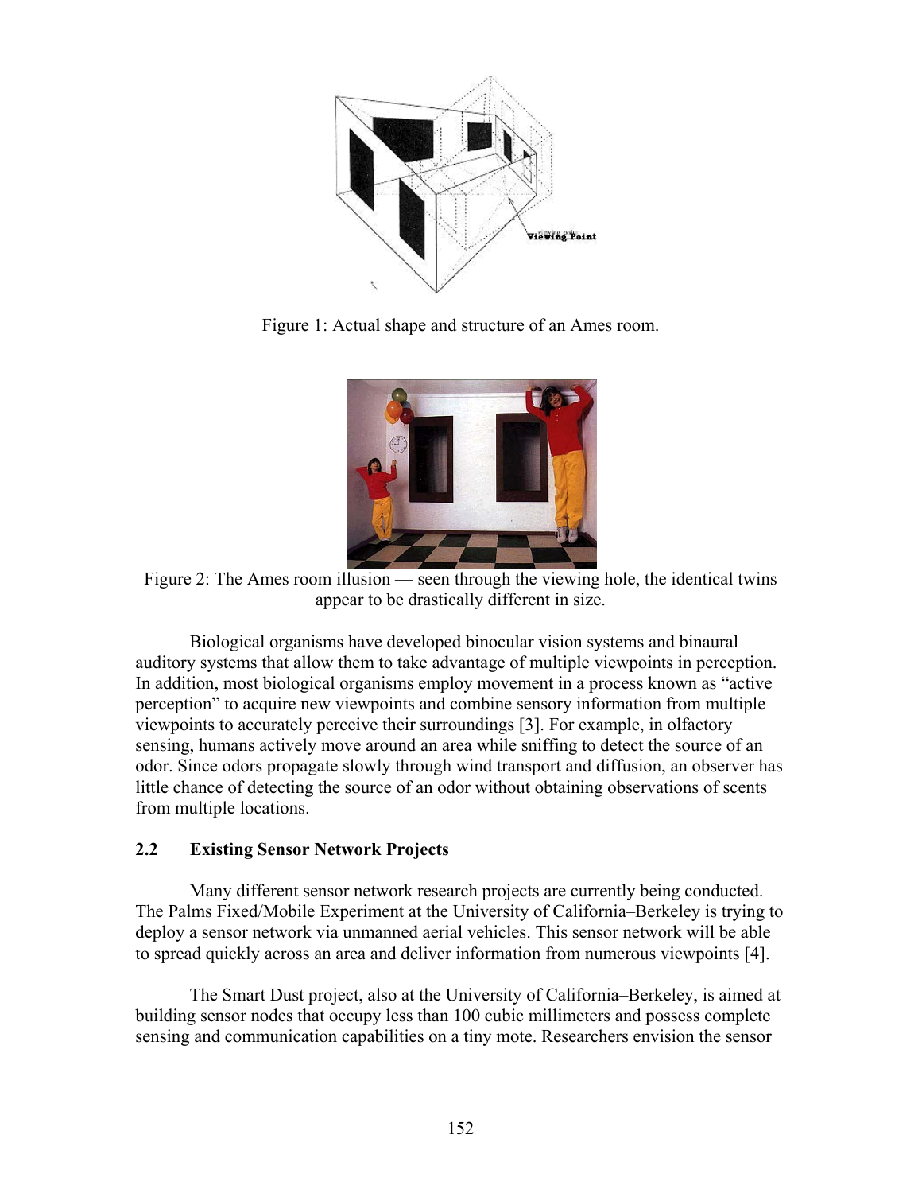Figure 1: Actual shape and structure of an Ames room.

Figure 2: The Ames room illusion — seen through the viewing hole, the identical twins appear to be drastically different in size.

Biological organisms have developed binocular vision systems and binaural auditory systems that allow them to take advantage of multiple viewpoints in perception. In addition, most biological organisms employ movement in a process known as "active perception" to acquire new viewpoints and combine sensory information from multiple viewpoints to accurately perceive their surroundings [3]. For example, in olfactory sensing, humans actively move around an area while sniffing to detect the source of an odor. Since odors propagate slowly through wind transport and diffusion, an observer has little chance of detecting the source of an odor without obtaining observations of scents from multiple locations.

### 2.2 Existing Sensor Network Projects

Many different sensor network research projects are currently being conducted. The Palms Fixed/Mobile Experiment at the University of California–Berkeley is trying to deploy a sensor network via unmanned aerial vehicles. This sensor network will be able to spread quickly across an area and deliver information from numerous viewpoints [4].

The Smart Dust project, also at the University of California–Berkeley, is aimed at building sensor nodes that occupy less than 100 cubic millimeters and possess complete sensing and communication capabilities on a tiny mote. Researchers envision the sensor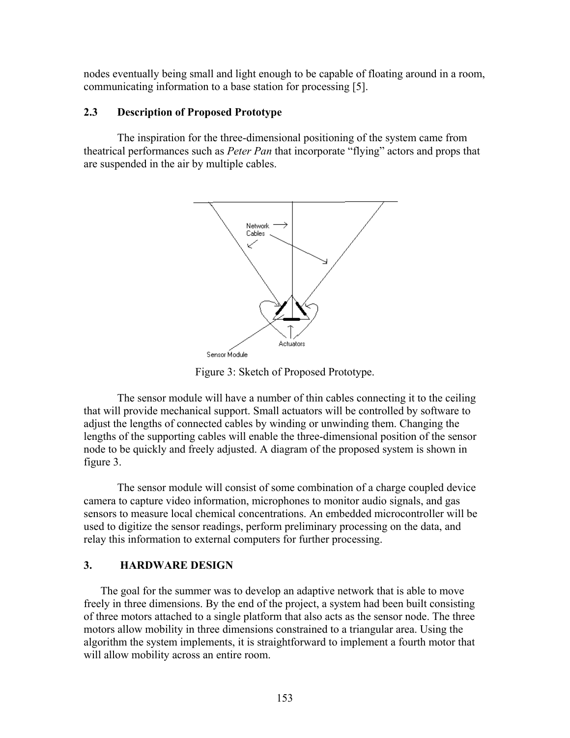nodes eventually being small and light enough to be capable of floating around in a room, communicating information to a base station for processing [5].

### 2.3 Description of Proposed Prototype

The inspiration for the three-dimensional positioning of the system came from theatrical performances such as *Peter Pan* that incorporate "flying" actors and props that are suspended in the air by multiple cables.

Figure 3: Sketch of Proposed Prototype.

The sensor module will have a number of thin cables connecting it to the ceiling that will provide mechanical support. Small actuators will be controlled by software to adjust the lengths of connected cables by winding or unwinding them. Changing the lengths of the supporting cables will enable the three-dimensional position of the sensor node to be quickly and freely adjusted. A diagram of the proposed system is shown in figure 3.

The sensor module will consist of some combination of a charge coupled device camera to capture video information, microphones to monitor audio signals, and gas sensors to measure local chemical concentrations. An embedded microcontroller will be used to digitize the sensor readings, perform preliminary processing on the data, and relay this information to external computers for further processing.

## 3. HARDWARE DESIGN

The goal for the summer was to develop an adaptive network that is able to move freely in three dimensions. By the end of the project, a system had been built consisting of three motors attached to a single platform that also acts as the sensor node. The three motors allow mobility in three dimensions constrained to a triangular area. Using the algorithm the system implements, it is straightforward to implement a fourth motor that will allow mobility across an entire room.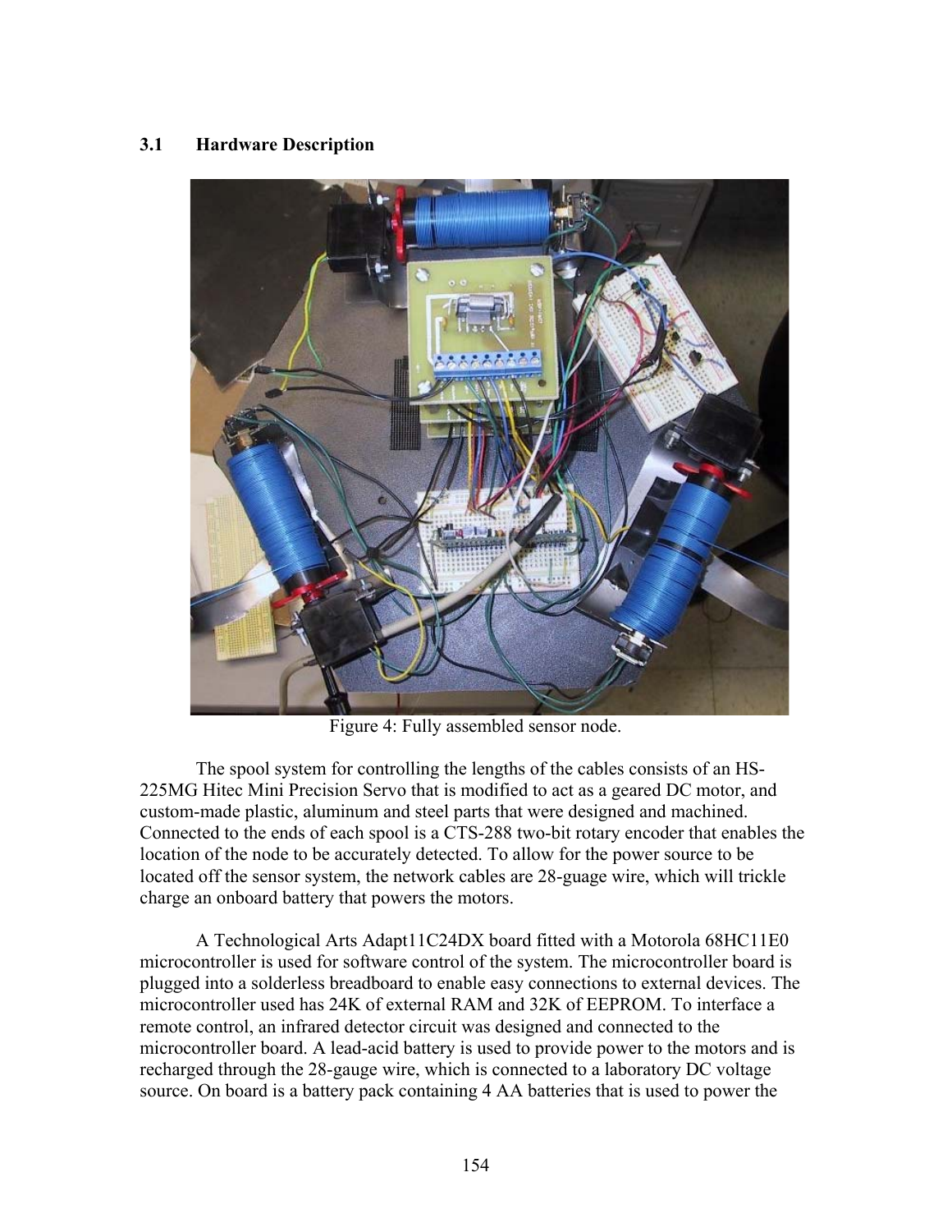### 3.1 Hardware Description

Figure 4: Fully assembled sensor node.

The spool system for controlling the lengths of the cables consists of an HS-225MG Hitec Mini Precision Servo that is modified to act as a geared DC motor, and custom-made plastic, aluminum and steel parts that were designed and machined. Connected to the ends of each spool is a CTS-288 two-bit rotary encoder that enables the location of the node to be accurately detected. To allow for the power source to be located off the sensor system, the network cables are 28-guage wire, which will trickle charge an onboard battery that powers the motors.

A Technological Arts Adapt11C24DX board fitted with a Motorola 68HC11E0 microcontroller is used for software control of the system. The microcontroller board is plugged into a solderless breadboard to enable easy connections to external devices. The microcontroller used has 24K of external RAM and 32K of EEPROM. To interface a remote control, an infrared detector circuit was designed and connected to the microcontroller board. A lead-acid battery is used to provide power to the motors and is recharged through the 28-gauge wire, which is connected to a laboratory DC voltage source. On board is a battery pack containing 4 AA batteries that is used to power the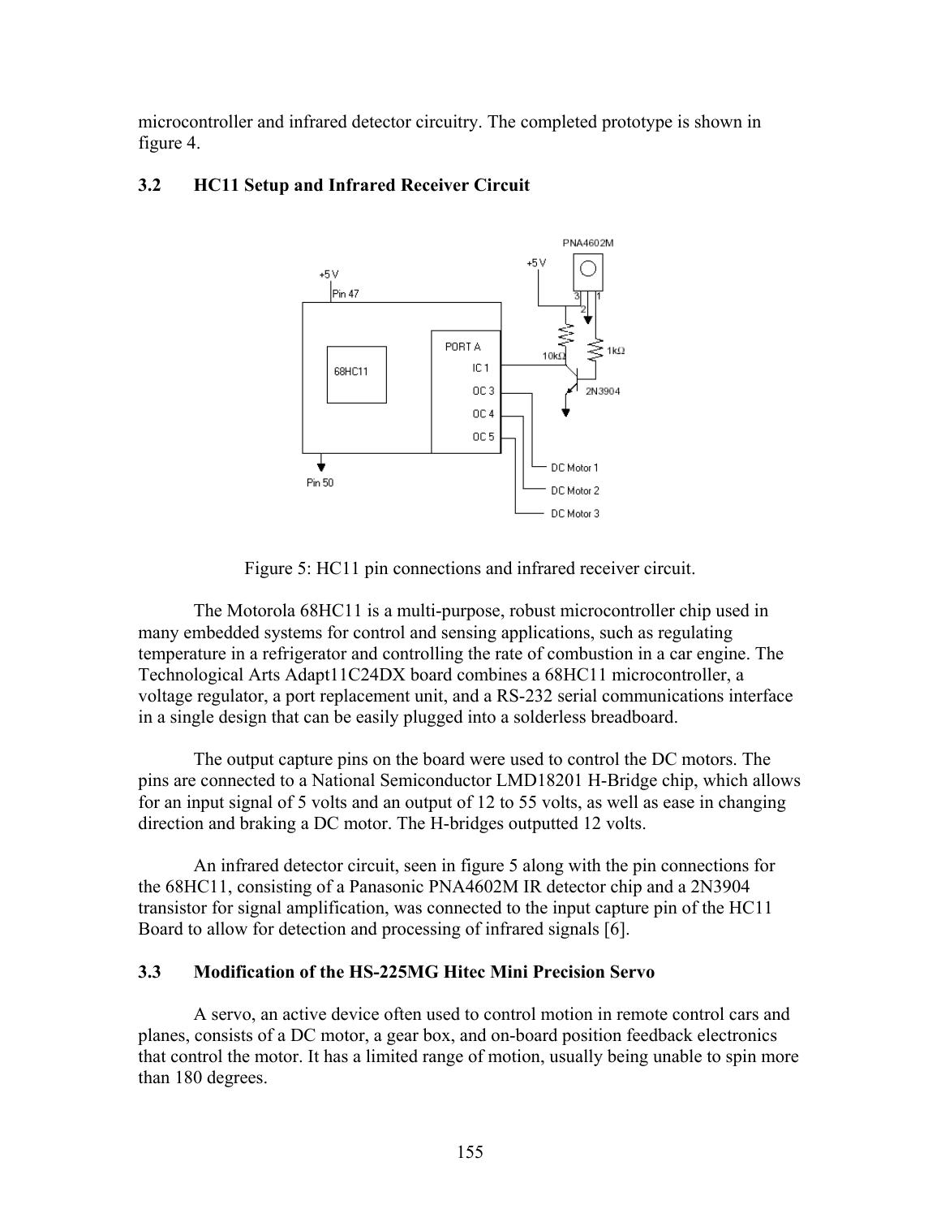microcontroller and infrared detector circuitry. The completed prototype is shown in figure 4.

### 3.2 HC11 Setup and Infrared Receiver Circuit

Figure 5: HC11 pin connections and infrared receiver circuit.

The Motorola 68HC11 is a multi-purpose, robust microcontroller chip used in many embedded systems for control and sensing applications, such as regulating temperature in a refrigerator and controlling the rate of combustion in a car engine. The Technological Arts Adapt11C24DX board combines a 68HC11 microcontroller, a voltage regulator, a port replacement unit, and a RS-232 serial communications interface in a single design that can be easily plugged into a solderless breadboard.

The output capture pins on the board were used to control the DC motors. The pins are connected to a National Semiconductor LMD18201 H-Bridge chip, which allows for an input signal of 5 volts and an output of 12 to 55 volts, as well as ease in changing direction and braking a DC motor. The H-bridges outputted 12 volts.

An infrared detector circuit, seen in figure 5 along with the pin connections for the 68HC11, consisting of a Panasonic PNA4602M IR detector chip and a 2N3904 transistor for signal amplification, was connected to the input capture pin of the HC11 Board to allow for detection and processing of infrared signals [6].

### 3.3 Modification of the HS-225MG Hitec Mini Precision Servo

A servo, an active device often used to control motion in remote control cars and planes, consists of a DC motor, a gear box, and on-board position feedback electronics that control the motor. It has a limited range of motion, usually being unable to spin more than 180 degrees.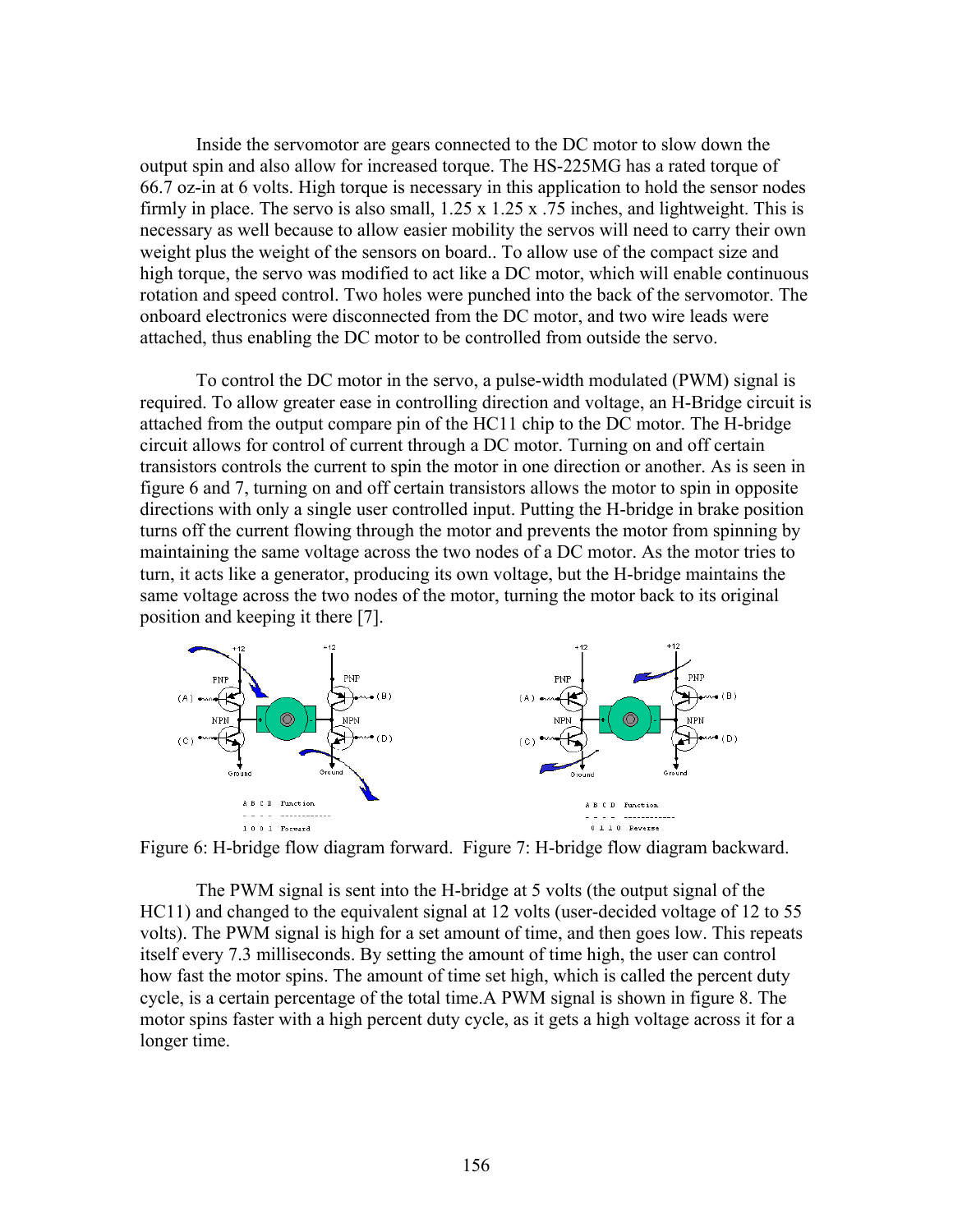Inside the servomotor are gears connected to the DC motor to slow down the output spin and also allow for increased torque. The HS-225MG has a rated torque of 66.7 oz-in at 6 volts. High torque is necessary in this application to hold the sensor nodes firmly in place. The servo is also small, 1.25 x 1.25 x .75 inches, and lightweight. This is necessary as well because to allow easier mobility the servos will need to carry their own weight plus the weight of the sensors on board.. To allow use of the compact size and high torque, the servo was modified to act like a DC motor, which will enable continuous rotation and speed control. Two holes were punched into the back of the servomotor. The onboard electronics were disconnected from the DC motor, and two wire leads were attached, thus enabling the DC motor to be controlled from outside the servo.

To control the DC motor in the servo, a pulse-width modulated (PWM) signal is required. To allow greater ease in controlling direction and voltage, an H-Bridge circuit is attached from the output compare pin of the HC11 chip to the DC motor. The H-bridge circuit allows for control of current through a DC motor. Turning on and off certain transistors controls the current to spin the motor in one direction or another. As is seen in figure 6 and 7, turning on and off certain transistors allows the motor to spin in opposite directions with only a single user controlled input. Putting the H-bridge in brake position turns off the current flowing through the motor and prevents the motor from spinning by maintaining the same voltage across the two nodes of a DC motor. As the motor tries to turn, it acts like a generator, producing its own voltage, but the H-bridge maintains the same voltage across the two nodes of the motor, turning the motor back to its original position and keeping it there [7].

Figure 6: H-bridge flow diagram forward. Figure 7: H-bridge flow diagram backward.

The PWM signal is sent into the H-bridge at 5 volts (the output signal of the HC11) and changed to the equivalent signal at 12 volts (user-decided voltage of 12 to 55 volts). The PWM signal is high for a set amount of time, and then goes low. This repeats itself every 7.3 milliseconds. By setting the amount of time high, the user can control how fast the motor spins. The amount of time set high, which is called the percent duty cycle, is a certain percentage of the total time.A PWM signal is shown in figure 8. The motor spins faster with a high percent duty cycle, as it gets a high voltage across it for a longer time.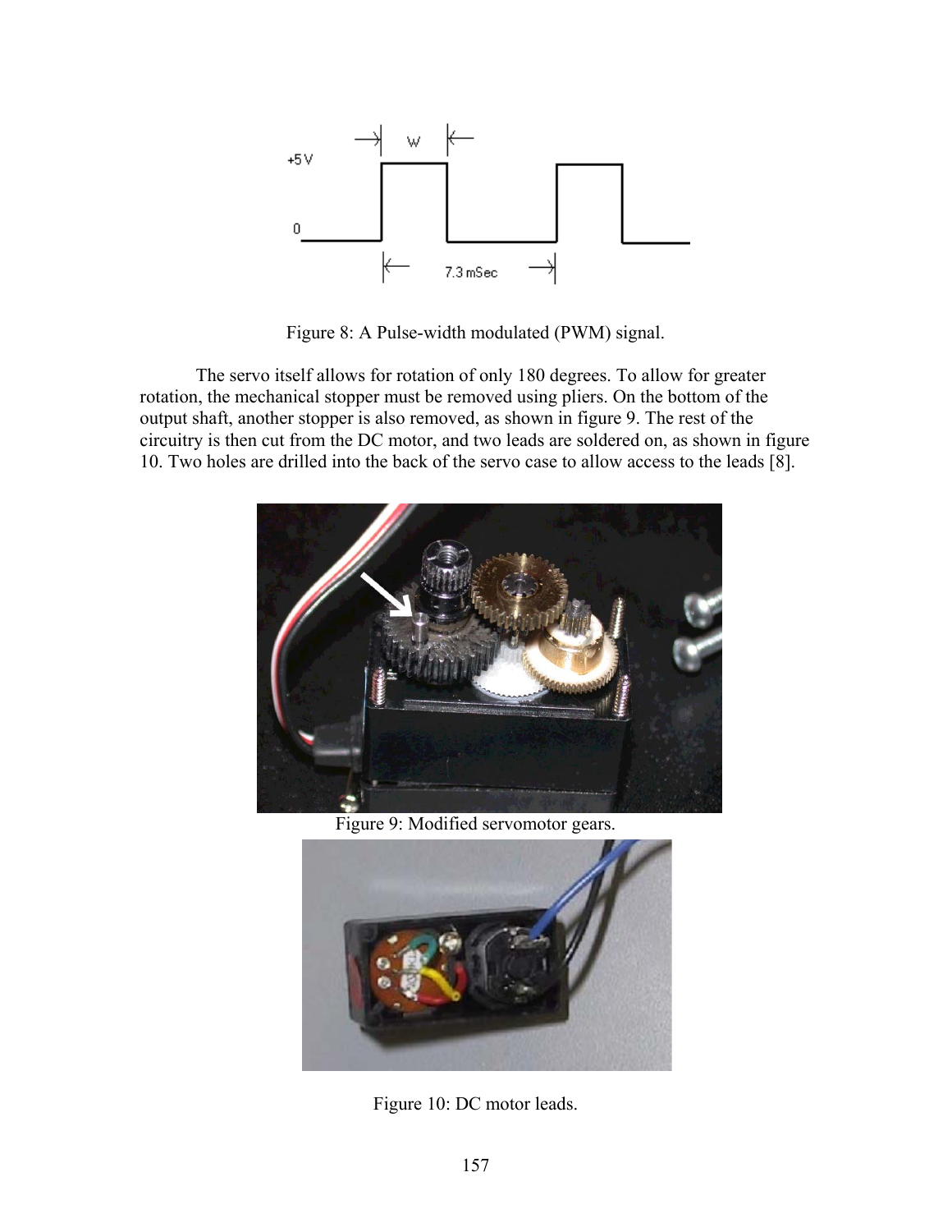Figure 8: A Pulse-width modulated (PWM) signal.

The servo itself allows for rotation of only 180 degrees. To allow for greater rotation, the mechanical stopper must be removed using pliers. On the bottom of the output shaft, another stopper is also removed, as shown in figure 9. The rest of the circuitry is then cut from the DC motor, and two leads are soldered on, as shown in figure 10. Two holes are drilled into the back of the servo case to allow access to the leads [8].

Figure 9: Modified servomotor gears.

Figure 10: DC motor leads.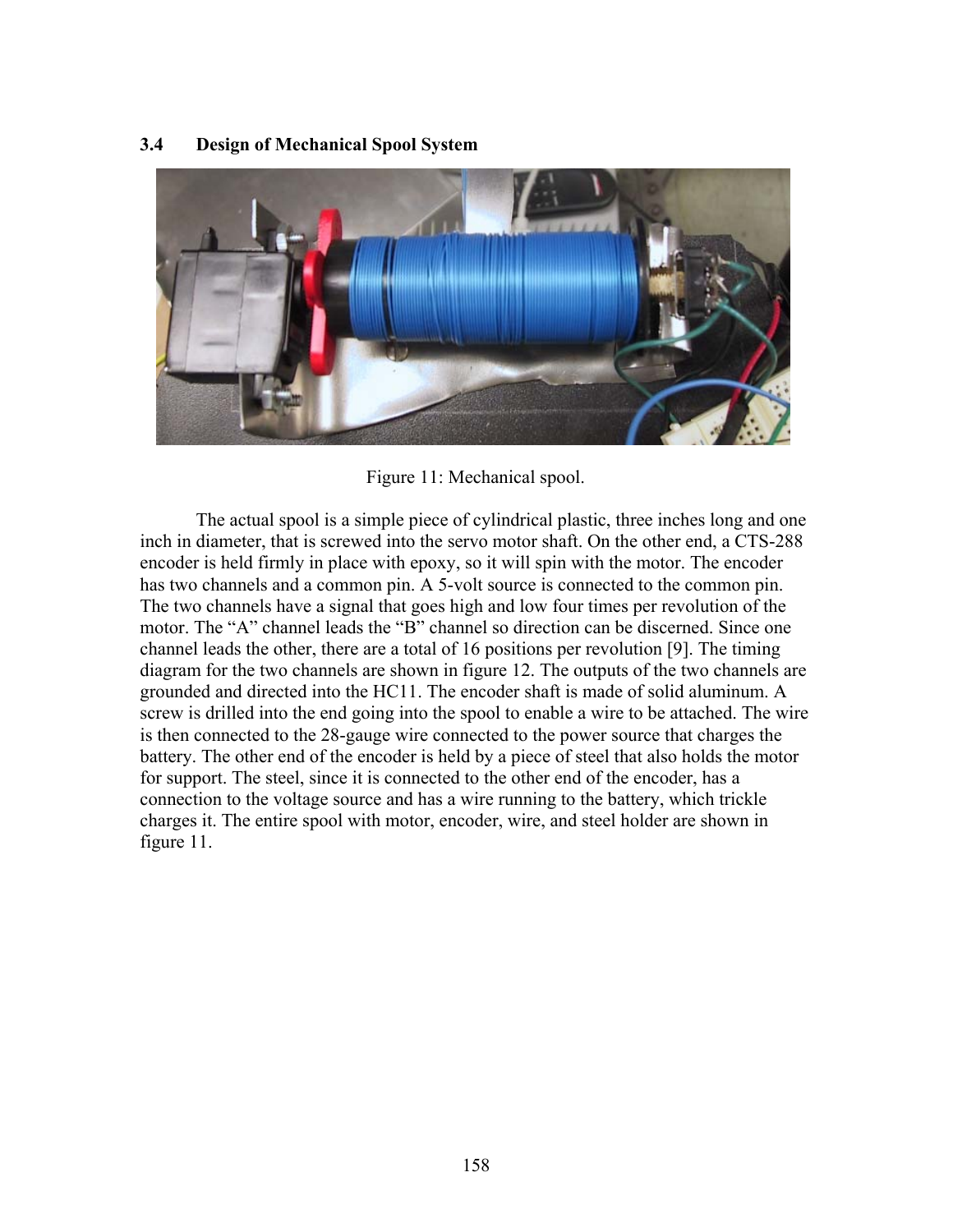### 3.4 Design of Mechanical Spool System

Figure 11: Mechanical spool.

The actual spool is a simple piece of cylindrical plastic, three inches long and one inch in diameter, that is screwed into the servo motor shaft. On the other end, a CTS-288 encoder is held firmly in place with epoxy, so it will spin with the motor. The encoder has two channels and a common pin. A 5-volt source is connected to the common pin. The two channels have a signal that goes high and low four times per revolution of the motor. The "A" channel leads the "B" channel so direction can be discerned. Since one channel leads the other, there are a total of 16 positions per revolution [9]. The timing diagram for the two channels are shown in figure 12. The outputs of the two channels are grounded and directed into the HC11. The encoder shaft is made of solid aluminum. A screw is drilled into the end going into the spool to enable a wire to be attached. The wire is then connected to the 28-gauge wire connected to the power source that charges the battery. The other end of the encoder is held by a piece of steel that also holds the motor for support. The steel, since it is connected to the other end of the encoder, has a connection to the voltage source and has a wire running to the battery, which trickle charges it. The entire spool with motor, encoder, wire, and steel holder are shown in figure 11.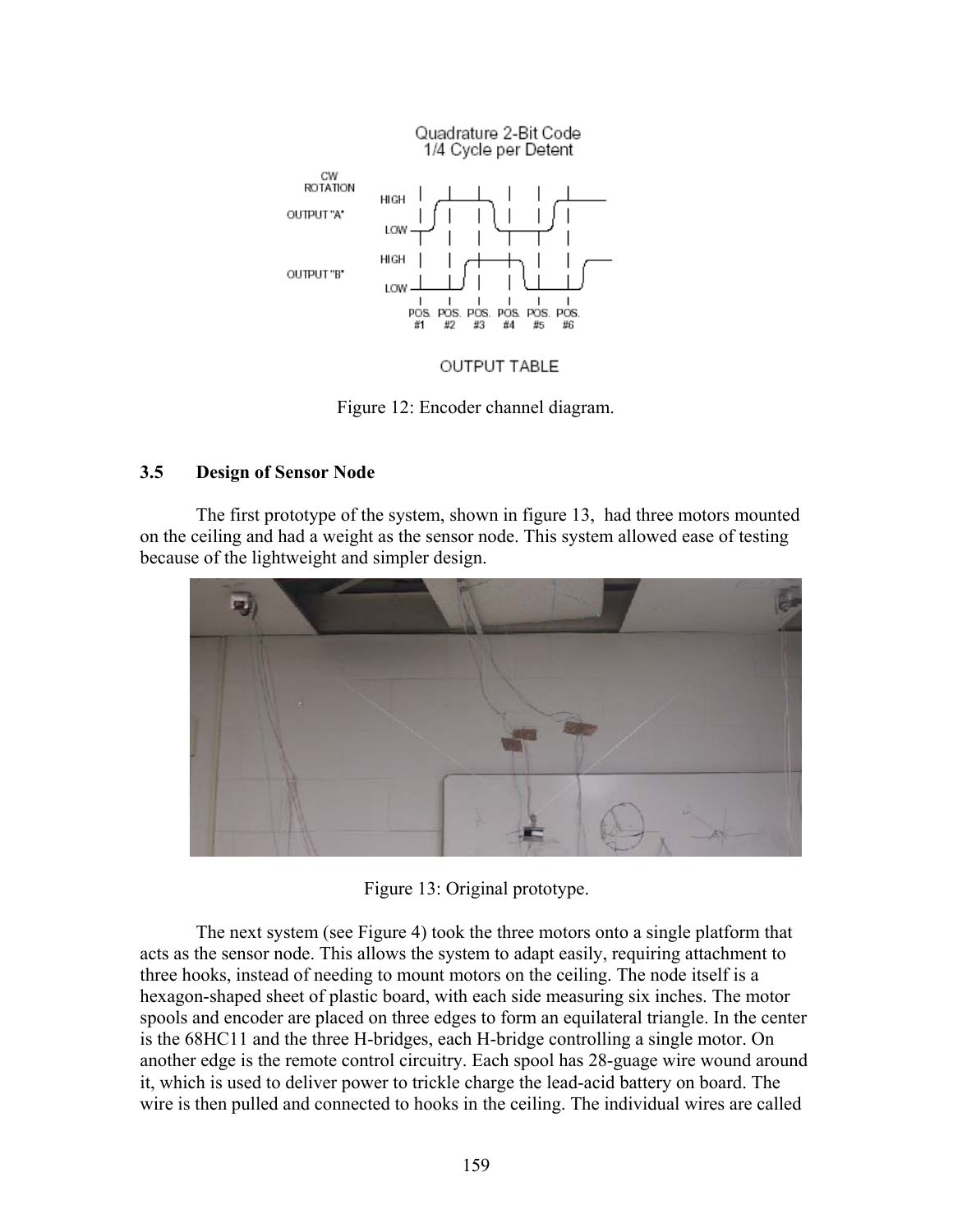Figure 12: Encoder channel diagram.

### 3.5 Design of Sensor Node

The first prototype of the system, shown in figure 13, had three motors mounted on the ceiling and had a weight as the sensor node. This system allowed ease of testing because of the lightweight and simpler design.

Figure 13: Original prototype.

The next system (see Figure 4) took the three motors onto a single platform that acts as the sensor node. This allows the system to adapt easily, requiring attachment to three hooks, instead of needing to mount motors on the ceiling. The node itself is a hexagon-shaped sheet of plastic board, with each side measuring six inches. The motor spools and encoder are placed on three edges to form an equilateral triangle. In the center is the 68HC11 and the three H-bridges, each H-bridge controlling a single motor. On another edge is the remote control circuitry. Each spool has 28-guage wire wound around it, which is used to deliver power to trickle charge the lead-acid battery on board. The wire is then pulled and connected to hooks in the ceiling. The individual wires are called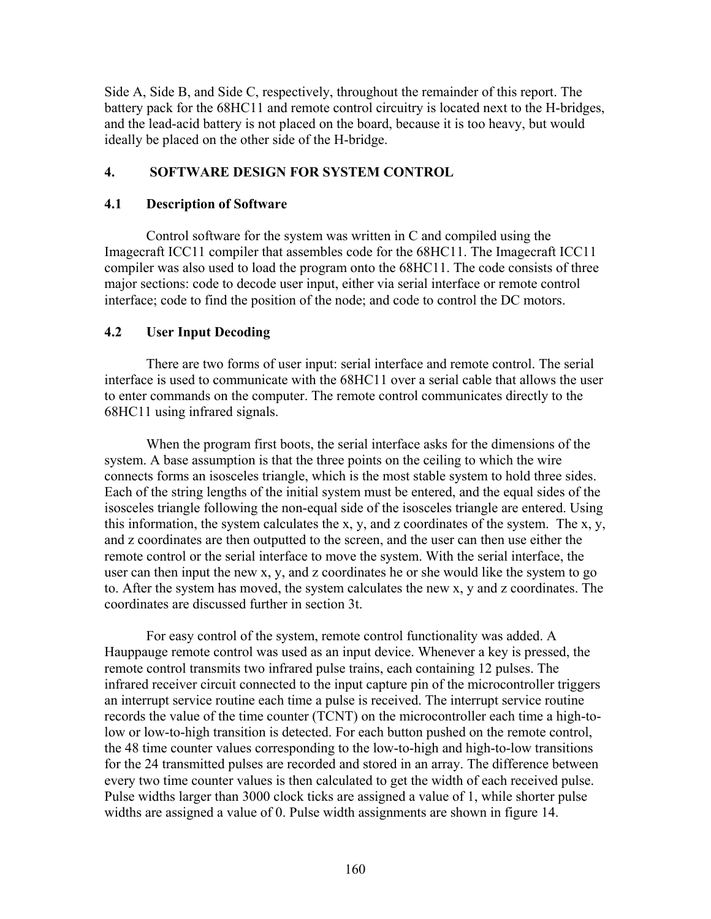Side A, Side B, and Side C, respectively, throughout the remainder of this report. The battery pack for the 68HC11 and remote control circuitry is located next to the H-bridges, and the lead-acid battery is not placed on the board, because it is too heavy, but would ideally be placed on the other side of the H-bridge.

## 4. SOFTWARE DESIGN FOR SYSTEM CONTROL

### 4.1 Description of Software

Control software for the system was written in C and compiled using the Imagecraft ICC11 compiler that assembles code for the 68HC11. The Imagecraft ICC11 compiler was also used to load the program onto the 68HC11. The code consists of three major sections: code to decode user input, either via serial interface or remote control interface; code to find the position of the node; and code to control the DC motors.

### 4.2 User Input Decoding

There are two forms of user input: serial interface and remote control. The serial interface is used to communicate with the 68HC11 over a serial cable that allows the user to enter commands on the computer. The remote control communicates directly to the 68HC11 using infrared signals.

When the program first boots, the serial interface asks for the dimensions of the system. A base assumption is that the three points on the ceiling to which the wire connects forms an isosceles triangle, which is the most stable system to hold three sides. Each of the string lengths of the initial system must be entered, and the equal sides of the isosceles triangle following the non-equal side of the isosceles triangle are entered. Using this information, the system calculates the x, y, and z coordinates of the system. The x, y, and z coordinates are then outputted to the screen, and the user can then use either the remote control or the serial interface to move the system. With the serial interface, the user can then input the new x, y, and z coordinates he or she would like the system to go to. After the system has moved, the system calculates the new x, y and z coordinates. The coordinates are discussed further in section 3t.

For easy control of the system, remote control functionality was added. A Hauppauge remote control was used as an input device. Whenever a key is pressed, the remote control transmits two infrared pulse trains, each containing 12 pulses. The infrared receiver circuit connected to the input capture pin of the microcontroller triggers an interrupt service routine each time a pulse is received. The interrupt service routine records the value of the time counter (TCNT) on the microcontroller each time a high-to-low or low-to-high transition is detected. For each button pushed on the remote control, the 48 time counter values corresponding to the low-to-high and high-to-low transitions for the 24 transmitted pulses are recorded and stored in an array. The difference between every two time counter values is then calculated to get the width of each received pulse. Pulse widths larger than 3000 clock ticks are assigned a value of 1, while shorter pulse widths are assigned a value of 0. Pulse width assignments are shown in figure 14.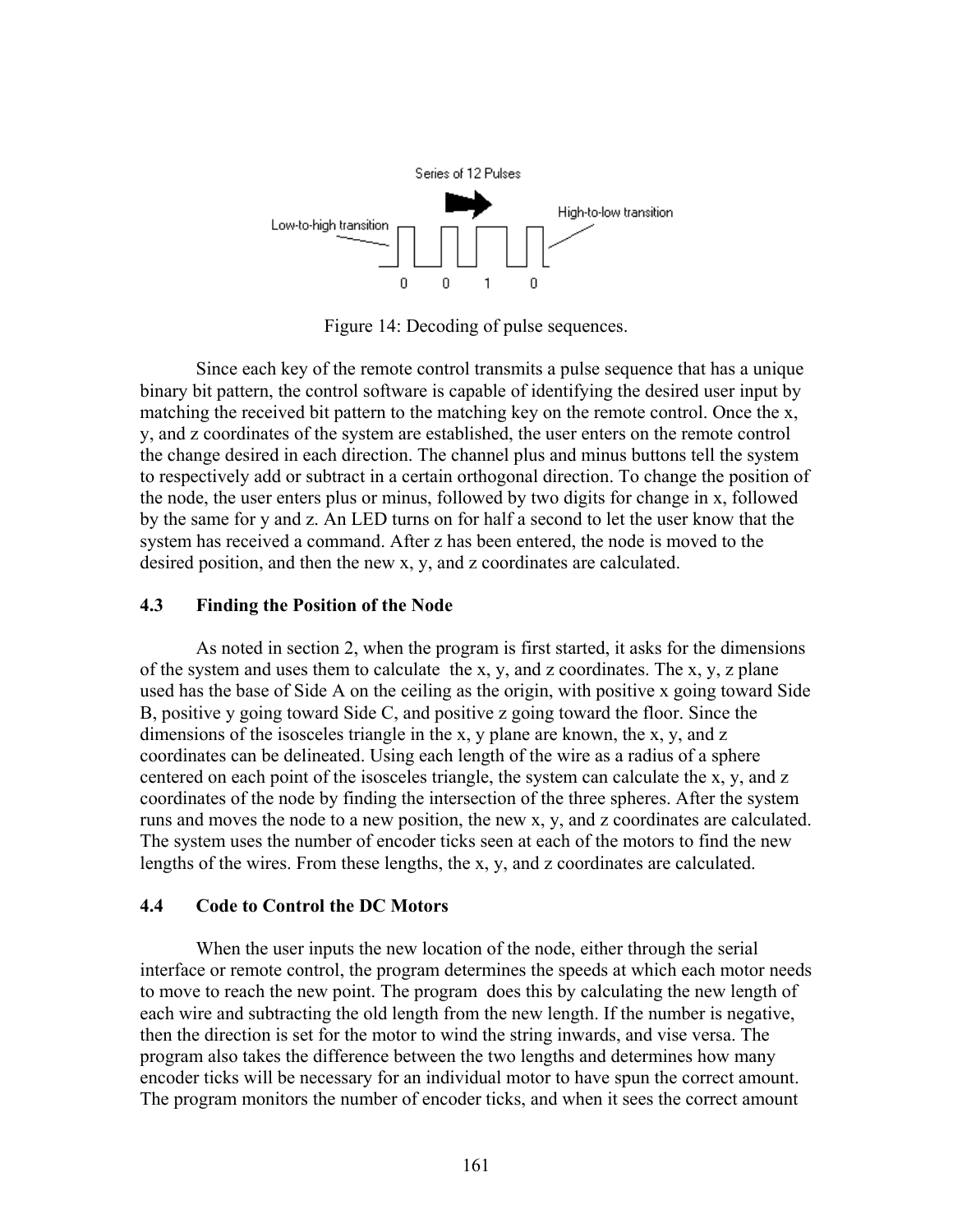Figure 14: Decoding of pulse sequences.

Since each key of the remote control transmits a pulse sequence that has a unique binary bit pattern, the control software is capable of identifying the desired user input by matching the received bit pattern to the matching key on the remote control. Once the x, y, and z coordinates of the system are established, the user enters on the remote control the change desired in each direction. The channel plus and minus buttons tell the system to respectively add or subtract in a certain orthogonal direction. To change the position of the node, the user enters plus or minus, followed by two digits for change in x, followed by the same for y and z. An LED turns on for half a second to let the user know that the system has received a command. After z has been entered, the node is moved to the desired position, and then the new x, y, and z coordinates are calculated.

### 4.3 Finding the Position of the Node

As noted in section 2, when the program is first started, it asks for the dimensions of the system and uses them to calculate the x, y, and z coordinates. The x, y, z plane used has the base of Side A on the ceiling as the origin, with positive x going toward Side B, positive y going toward Side C, and positive z going toward the floor. Since the dimensions of the isosceles triangle in the x, y plane are known, the x, y, and z coordinates can be delineated. Using each length of the wire as a radius of a sphere centered on each point of the isosceles triangle, the system can calculate the x, y, and z coordinates of the node by finding the intersection of the three spheres. After the system runs and moves the node to a new position, the new x, y, and z coordinates are calculated. The system uses the number of encoder ticks seen at each of the motors to find the new lengths of the wires. From these lengths, the x, y, and z coordinates are calculated.

### 4.4 Code to Control the DC Motors

When the user inputs the new location of the node, either through the serial interface or remote control, the program determines the speeds at which each motor needs to move to reach the new point. The program does this by calculating the new length of each wire and subtracting the old length from the new length. If the number is negative, then the direction is set for the motor to wind the string inwards, and vise versa. The program also takes the difference between the two lengths and determines how many encoder ticks will be necessary for an individual motor to have spun the correct amount. The program monitors the number of encoder ticks, and when it sees the correct amount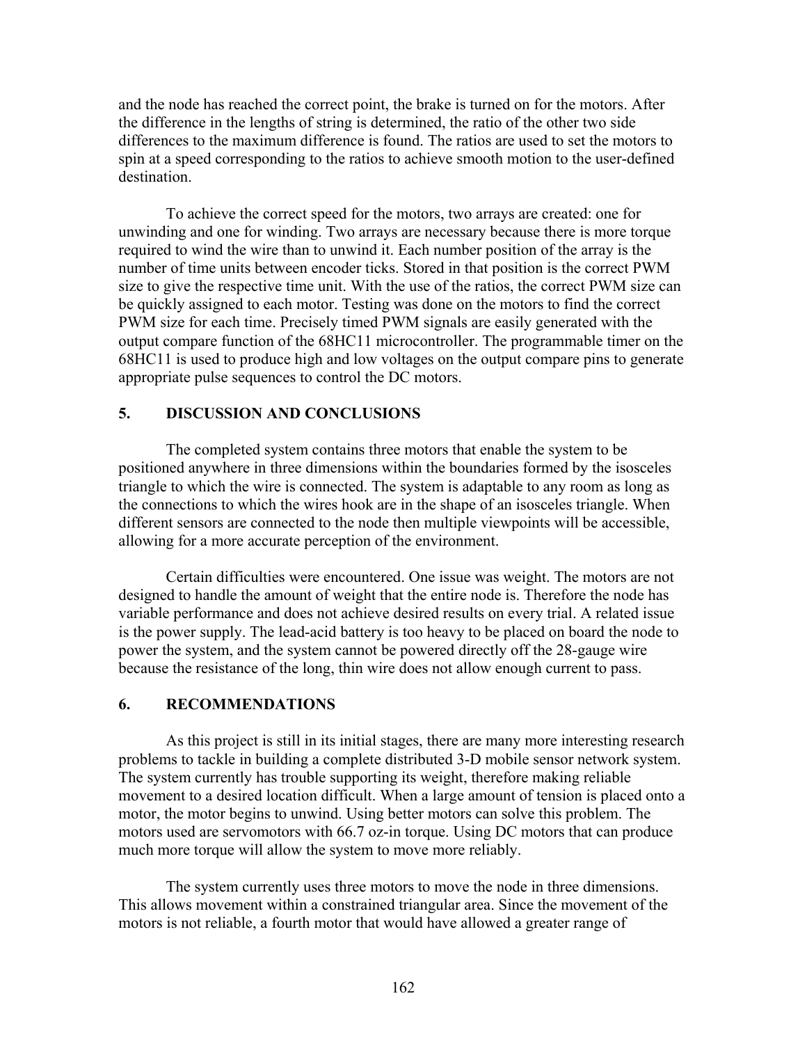and the node has reached the correct point, the brake is turned on for the motors. After the difference in the lengths of string is determined, the ratio of the other two side differences to the maximum difference is found. The ratios are used to set the motors to spin at a speed corresponding to the ratios to achieve smooth motion to the user-defined destination.

To achieve the correct speed for the motors, two arrays are created: one for unwinding and one for winding. Two arrays are necessary because there is more torque required to wind the wire than to unwind it. Each number position of the array is the number of time units between encoder ticks. Stored in that position is the correct PWM size to give the respective time unit. With the use of the ratios, the correct PWM size can be quickly assigned to each motor. Testing was done on the motors to find the correct PWM size for each time. Precisely timed PWM signals are easily generated with the output compare function of the 68HC11 microcontroller. The programmable timer on the 68HC11 is used to produce high and low voltages on the output compare pins to generate appropriate pulse sequences to control the DC motors.

## 5. DISCUSSION AND CONCLUSIONS

The completed system contains three motors that enable the system to be positioned anywhere in three dimensions within the boundaries formed by the isosceles triangle to which the wire is connected. The system is adaptable to any room as long as the connections to which the wires hook are in the shape of an isosceles triangle. When different sensors are connected to the node then multiple viewpoints will be accessible, allowing for a more accurate perception of the environment.

Certain difficulties were encountered. One issue was weight. The motors are not designed to handle the amount of weight that the entire node is. Therefore the node has variable performance and does not achieve desired results on every trial. A related issue is the power supply. The lead-acid battery is too heavy to be placed on board the node to power the system, and the system cannot be powered directly off the 28-gauge wire because the resistance of the long, thin wire does not allow enough current to pass.

## 6. RECOMMENDATIONS

As this project is still in its initial stages, there are many more interesting research problems to tackle in building a complete distributed 3-D mobile sensor network system. The system currently has trouble supporting its weight, therefore making reliable movement to a desired location difficult. When a large amount of tension is placed onto a motor, the motor begins to unwind. Using better motors can solve this problem. The motors used are servomotors with 66.7 oz-in torque. Using DC motors that can produce much more torque will allow the system to move more reliably.

The system currently uses three motors to move the node in three dimensions. This allows movement within a constrained triangular area. Since the movement of the motors is not reliable, a fourth motor that would have allowed a greater range of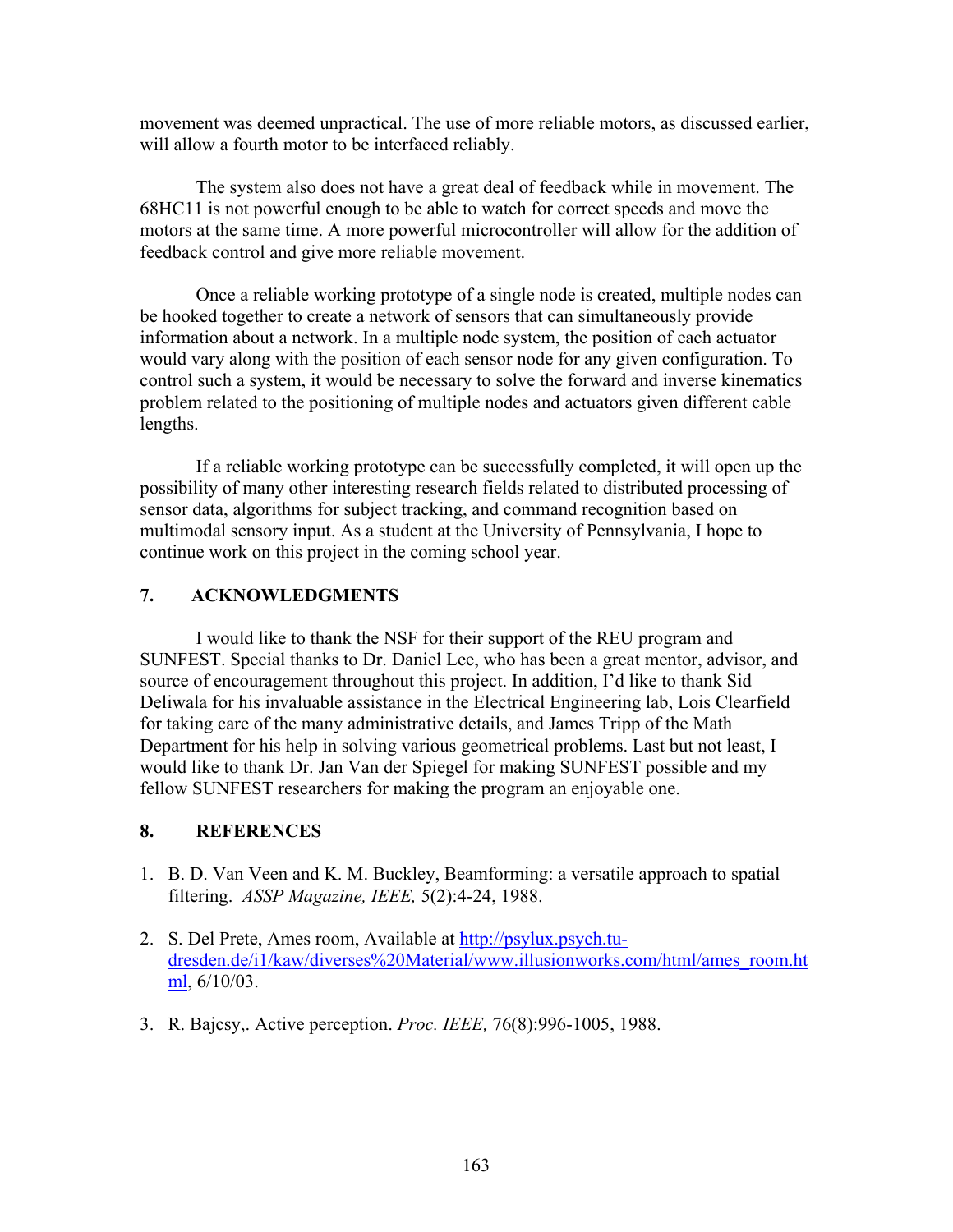movement was deemed unpractical. The use of more reliable motors, as discussed earlier, will allow a fourth motor to be interfaced reliably.

The system also does not have a great deal of feedback while in movement. The 68HC11 is not powerful enough to be able to watch for correct speeds and move the motors at the same time. A more powerful microcontroller will allow for the addition of feedback control and give more reliable movement.

Once a reliable working prototype of a single node is created, multiple nodes can be hooked together to create a network of sensors that can simultaneously provide information about a network. In a multiple node system, the position of each actuator would vary along with the position of each sensor node for any given configuration. To control such a system, it would be necessary to solve the forward and inverse kinematics problem related to the positioning of multiple nodes and actuators given different cable lengths.

If a reliable working prototype can be successfully completed, it will open up the possibility of many other interesting research fields related to distributed processing of sensor data, algorithms for subject tracking, and command recognition based on multimodal sensory input. As a student at the University of Pennsylvania, I hope to continue work on this project in the coming school year.

## 7. ACKNOWLEDGMENTS

I would like to thank the NSF for their support of the REU program and SUNFEST. Special thanks to Dr. Daniel Lee, who has been a great mentor, advisor, and source of encouragement throughout this project. In addition, I'd like to thank Sid Deliwala for his invaluable assistance in the Electrical Engineering lab, Lois Clearfield for taking care of the many administrative details, and James Tripp of the Math Department for his help in solving various geometrical problems. Last but not least, I would like to thank Dr. Jan Van der Spiegel for making SUNFEST possible and my fellow SUNFEST researchers for making the program an enjoyable one.

## 8. REFERENCES

1. B. D. Van Veen and K. M. Buckley, Beamforming: a versatile approach to spatial filtering. *ASSP Magazine, IEEE,* 5(2):4-24, 1988.

2. S. Del Prete, Ames room, Available at http://psylux.psych.tu-dresden.de/i1/kaw/diverses%20Material/www.illusionworks.com/html/ames_room.html, 6/10/03.

3. R. Bajcsy,. Active perception. *Proc. IEEE,* 76(8):996-1005, 1988.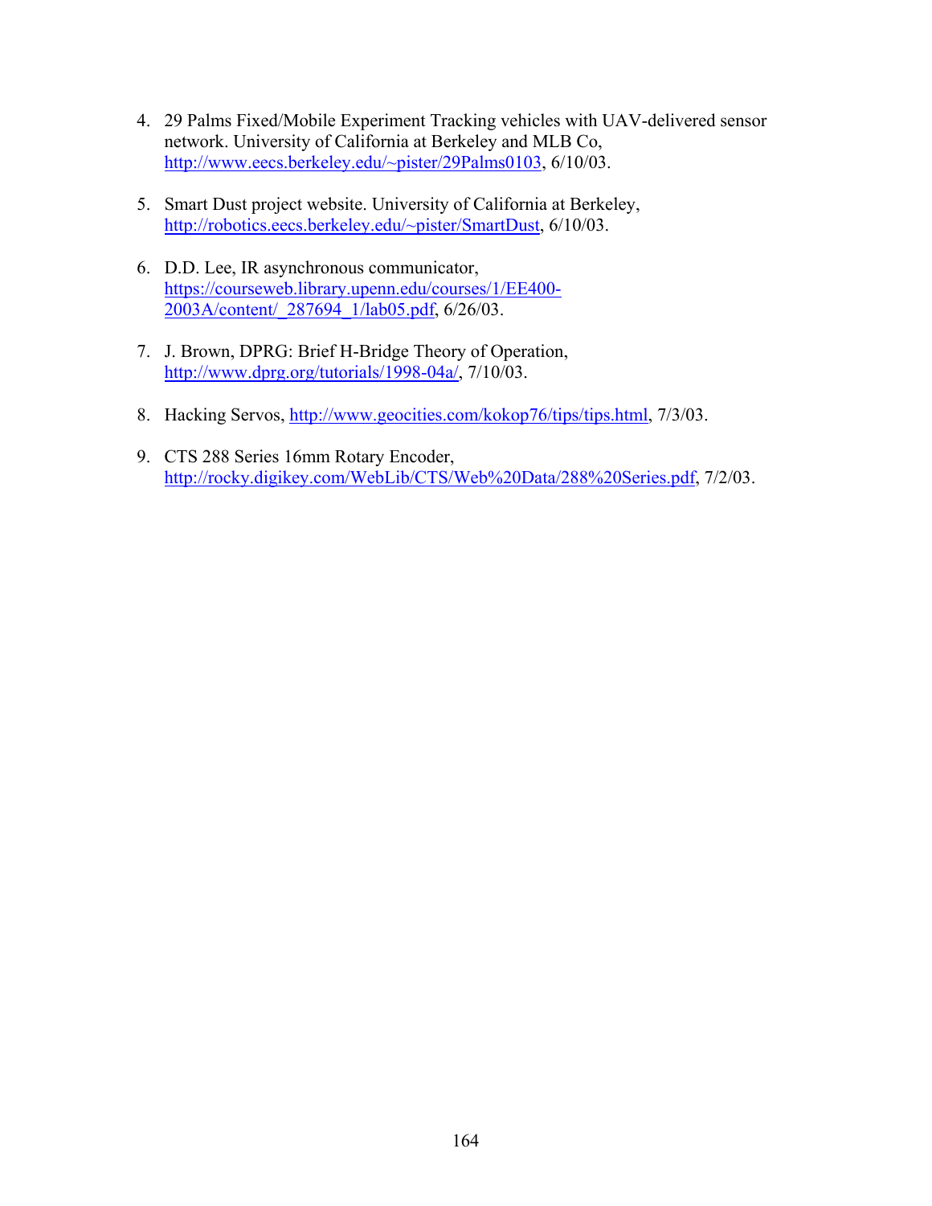4. 29 Palms Fixed/Mobile Experiment Tracking vehicles with UAV-delivered sensor network. University of California at Berkeley and MLB Co, http://www.eecs.berkeley.edu/~pister/29Palms0103, 6/10/03.

5. Smart Dust project website. University of California at Berkeley, http://robotics.eecs.berkeley.edu/~pister/SmartDust, 6/10/03.

6. D.D. Lee, IR asynchronous communicator, https://courseweb.library.upenn.edu/courses/1/EE400-2003A/content/_287694_1/lab05.pdf, 6/26/03.

7. J. Brown, DPRG: Brief H-Bridge Theory of Operation, http://www.dprg.org/tutorials/1998-04a/, 7/10/03.

8. Hacking Servos, http://www.geocities.com/kokop76/tips/tips.html, 7/3/03.

9. CTS 288 Series 16mm Rotary Encoder, http://rocky.digikey.com/WebLib/CTS/Web%20Data/288%20Series.pdf, 7/2/03.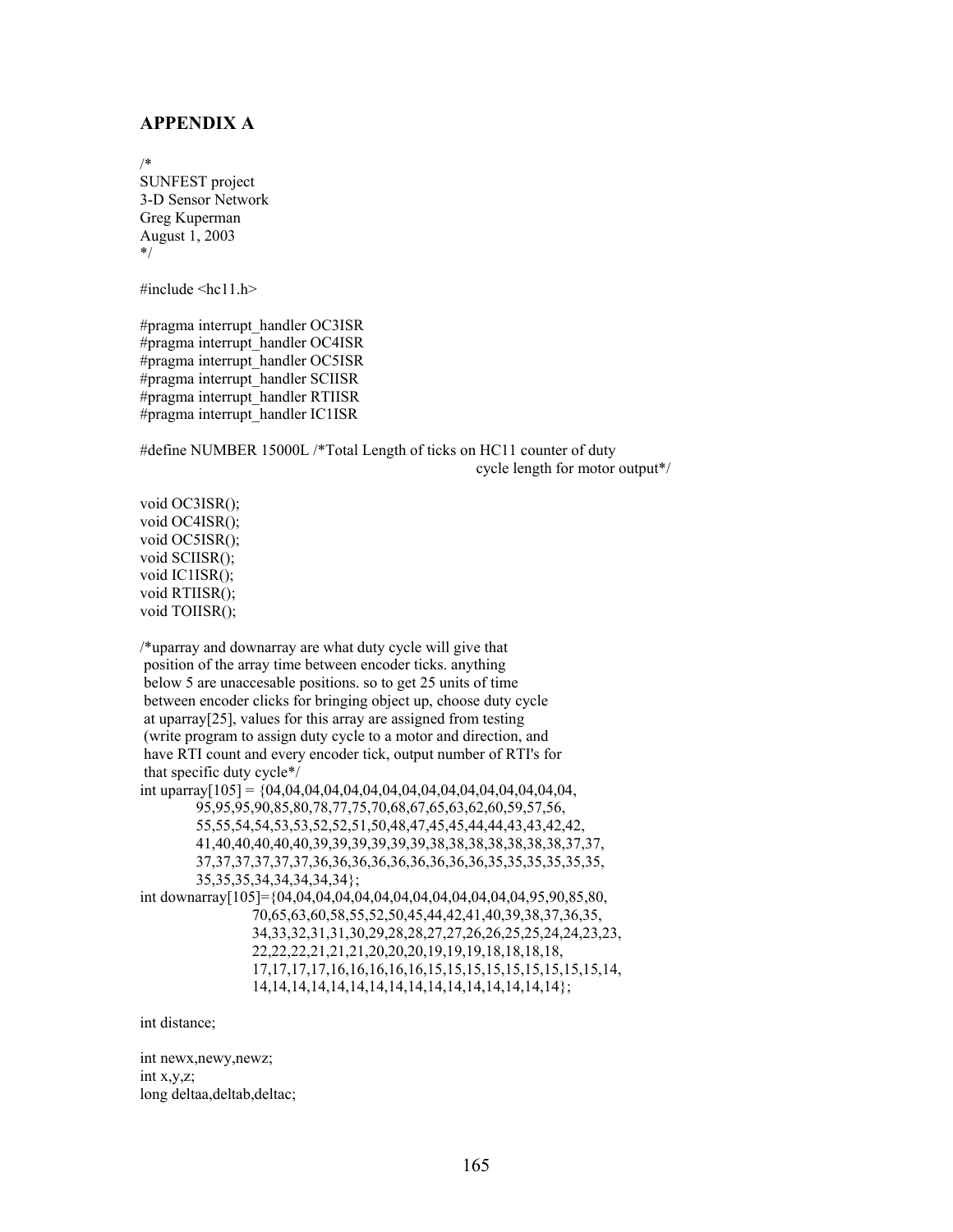## APPENDIX A

```
/*
SUNFEST project
3-D Sensor Network
Greg Kuperman
August 1, 2003
*/

#include <hc11.h>

#pragma interrupt_handler OC3ISR
#pragma interrupt_handler OC4ISR
#pragma interrupt_handler OC5ISR
#pragma interrupt_handler SCIISR
#pragma interrupt_handler RTIISR
#pragma interrupt_handler IC1ISR

#define NUMBER 15000L /*Total Length of ticks on HC11 counter of duty
                                                    cycle length for motor output*/

void OC3ISR();
void OC4ISR();
void OC5ISR();
void SCIISR();
void IC1ISR();
void RTIISR();
void TOIISR();

/*uparray and downarray are what duty cycle will give that
 position of the array time between encoder ticks. anything
 below 5 are unaccesable positions. so to get 25 units of time
 between encoder clicks for bringing object up, choose duty cycle
 at uparray[25], values for this array are assigned from testing
 (write program to assign duty cycle to a motor and direction, and
 have RTI count and every encoder tick, output number of RTI's for
 that specific duty cycle*/
int uparray[105] = {04,04,04,04,04,04,04,04,04,04,04,04,04,04,04,04,04,
           95,95,95,90,85,80,78,77,75,70,68,67,65,63,62,60,59,57,56,
           55,55,54,54,53,53,52,52,51,50,48,47,45,45,44,44,43,43,42,42,
           41,40,40,40,40,40,39,39,39,39,39,39,38,38,38,38,38,38,38,37,37,
           37,37,37,37,37,37,36,36,36,36,36,36,36,36,36,35,35,35,35,35,35,
           35,35,35,34,34,34,34,34};
int downarray[105]={04,04,04,04,04,04,04,04,04,04,04,04,04,04,95,90,85,80,
                    70,65,63,60,58,55,52,50,45,44,42,41,40,39,38,37,36,35,
                    34,33,32,31,31,30,29,28,28,27,27,26,26,25,25,24,24,23,23,
                    22,22,22,21,21,21,20,20,20,19,19,19,18,18,18,18,
                    17,17,17,17,16,16,16,16,16,15,15,15,15,15,15,15,15,15,14,
                    14,14,14,14,14,14,14,14,14,14,14,14,14,14,14,14};

int distance;

int newx,newy,newz;
int x,y,z;
long deltaa,deltab,deltac;
```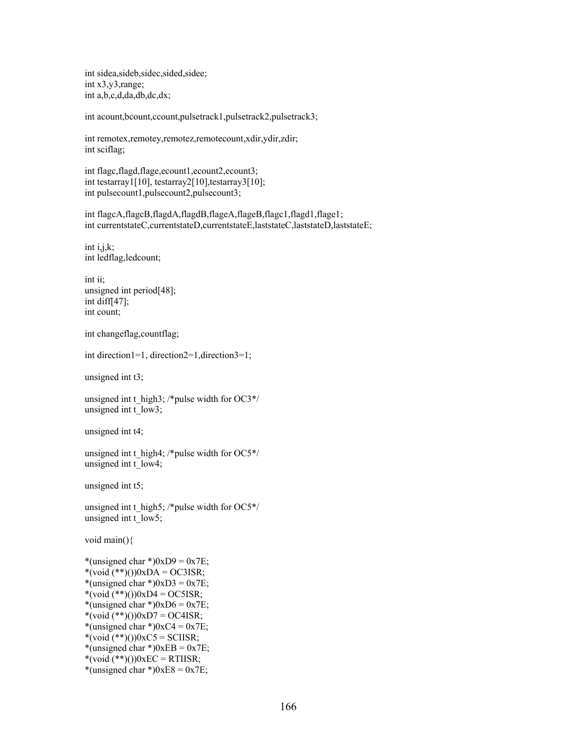```
int sidea,sideb,sidec,sided,sidee;
int x3,y3,range;
int a,b,c,d,da,db,dc,dx;

int acount,bcount,ccount,pulsetrack1,pulsetrack2,pulsetrack3;

int remotex,remotey,remotez,remotecount,xdir,ydir,zdir;
int sciflag;

int flagc,flagd,flage,ecount1,ecount2,ecount3;
int testarray1[10], testarray2[10],testarray3[10];
int pulsecount1,pulsecount2,pulsecount3;

int flagcA,flagcB,flagdA,flagdB,flageA,flageB,flagc1,flagd1,flage1;
int currentstateC,currentstateD,currentstateE,laststateC,laststateD,laststateE;

int i,j,k;
int ledflag,ledcount;

int ii;
unsigned int period[48];
int diff[47];
int count;

int changeflag,countflag;

int direction1=1, direction2=1,direction3=1;

unsigned int t3;

unsigned int t_high3; /*pulse width for OC3*/
unsigned int t_low3;

unsigned int t4;

unsigned int t_high4; /*pulse width for OC5*/
unsigned int t_low4;

unsigned int t5;

unsigned int t_high5; /*pulse width for OC5*/
unsigned int t_low5;

void main(){

*(unsigned char *)0xD9 = 0x7E;
*(void (**)())0xDA = OC3ISR;
*(unsigned char *)0xD3 = 0x7E;
*(void (**)())0xD4 = OC5ISR;
*(unsigned char *)0xD6 = 0x7E;
*(void (**)())0xD7 = OC4ISR;
*(unsigned char *)0xC4 = 0x7E;
*(void (**)())0xC5 = SCIISR;
*(unsigned char *)0xEB = 0x7E;
*(void (**)())0xEC = RTIISR;
*(unsigned char *)0xE8 = 0x7E;
```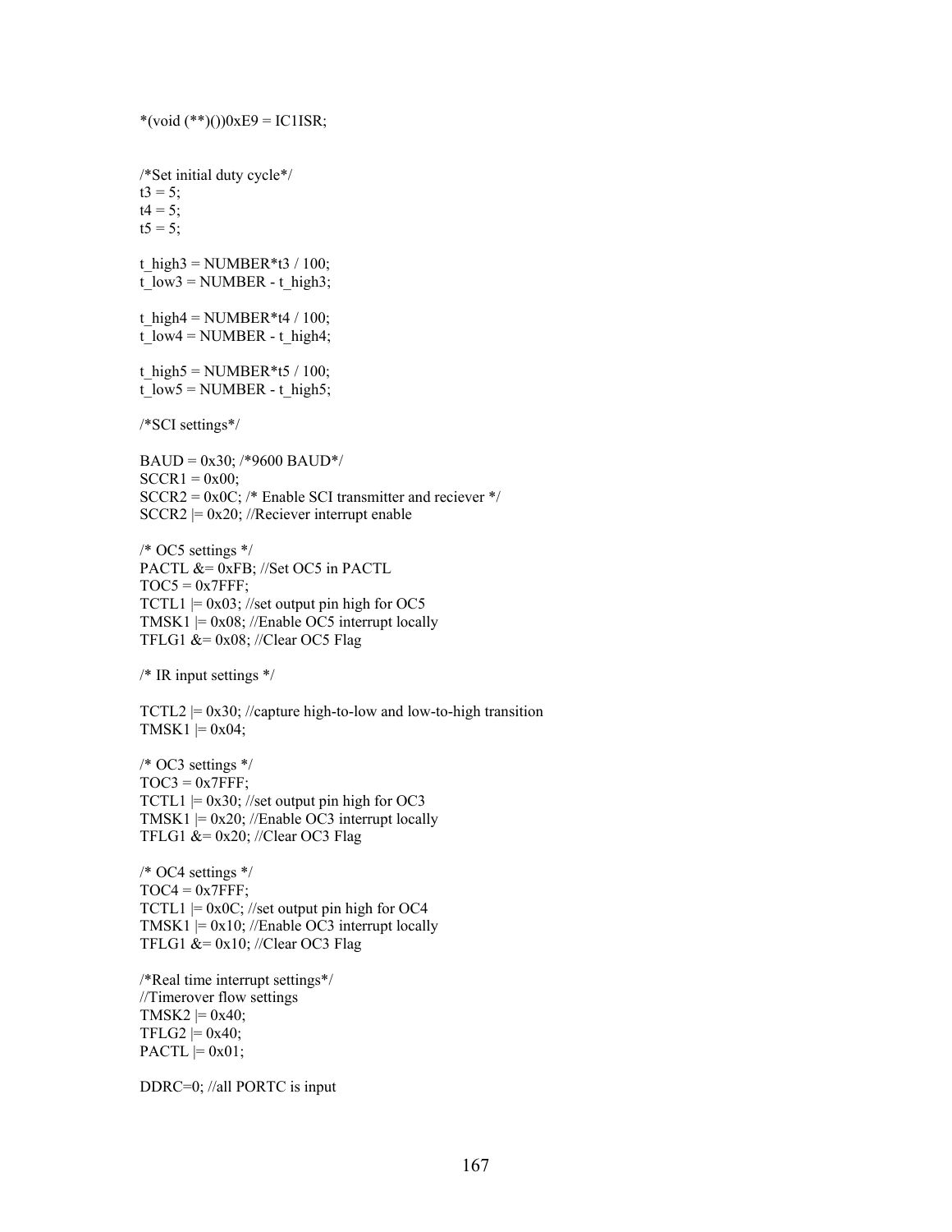```
*(void (**)())0xE9 = IC1ISR;


/*Set initial duty cycle*/
t3 = 5;
t4 = 5;
t5 = 5;

t_high3 = NUMBER*t3 / 100;
t_low3 = NUMBER - t_high3;

t_high4 = NUMBER*t4 / 100;
t_low4 = NUMBER - t_high4;

t_high5 = NUMBER*t5 / 100;
t_low5 = NUMBER - t_high5;

/*SCI settings*/

BAUD = 0x30; /*9600 BAUD*/
SCCR1 = 0x00;
SCCR2 = 0x0C; /* Enable SCI transmitter and reciever */
SCCR2 |= 0x20; //Reciever interrupt enable

/* OC5 settings */
PACTL &= 0xFB; //Set OC5 in PACTL
TOC5 = 0x7FFF;
TCTL1 |= 0x03; //set output pin high for OC5
TMSK1 |= 0x08; //Enable OC5 interrupt locally
TFLG1 &= 0x08; //Clear OC5 Flag

/* IR input settings */

TCTL2 |= 0x30; //capture high-to-low and low-to-high transition
TMSK1 |= 0x04;

/* OC3 settings */
TOC3 = 0x7FFF;
TCTL1 |= 0x30; //set output pin high for OC3
TMSK1 |= 0x20; //Enable OC3 interrupt locally
TFLG1 &= 0x20; //Clear OC3 Flag

/* OC4 settings */
TOC4 = 0x7FFF;
TCTL1 |= 0x0C; //set output pin high for OC4
TMSK1 |= 0x10; //Enable OC3 interrupt locally
TFLG1 &= 0x10; //Clear OC3 Flag

/*Real time interrupt settings*/
//Timerover flow settings
TMSK2 |= 0x40;
TFLG2 |= 0x40;
PACTL |= 0x01;

DDRC=0; //all PORTC is input
```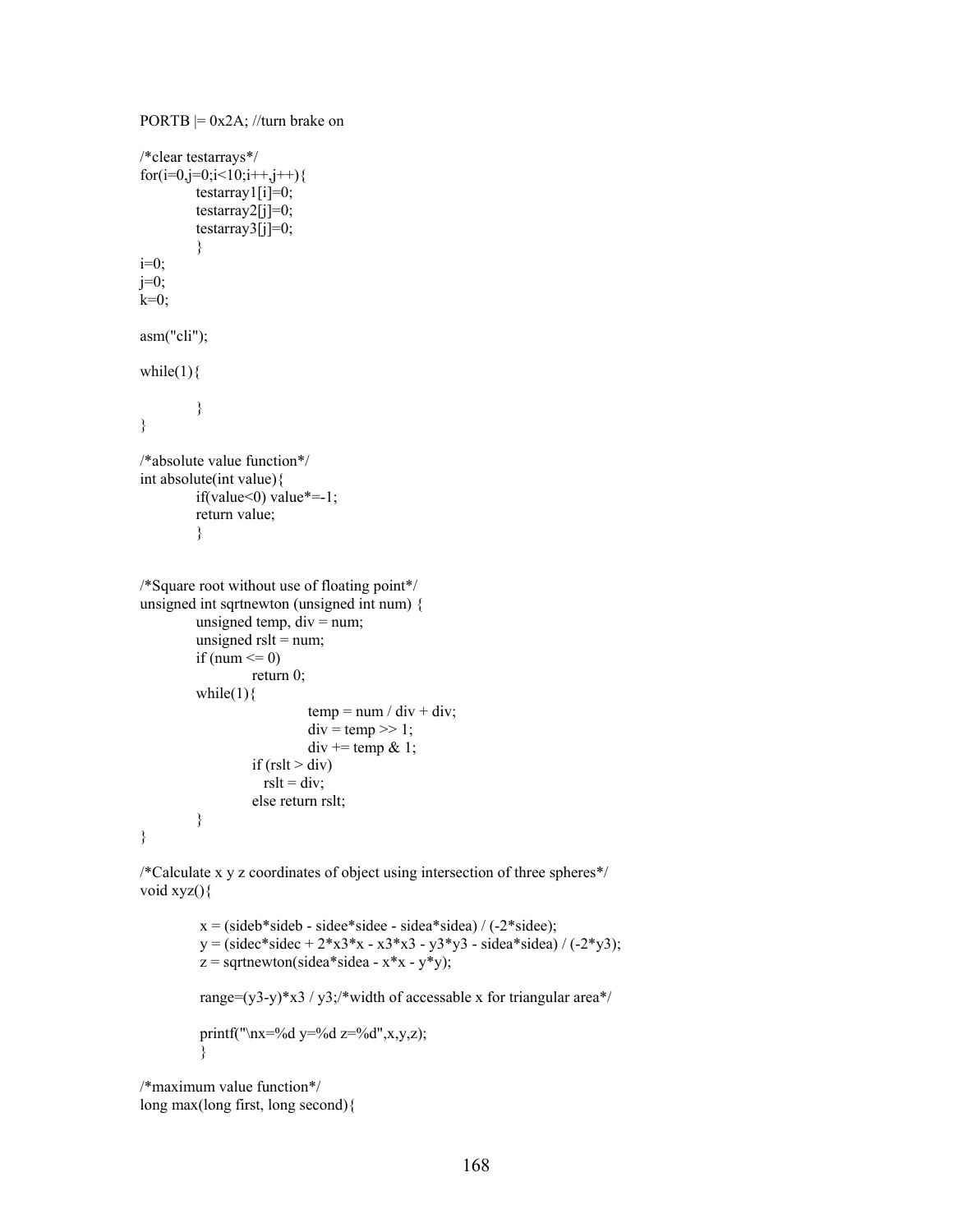```
PORTB |= 0x2A; //turn brake on

/*clear testarrays*/
for(i=0,j=0;i<10;i++,j++){
            testarray1[i]=0;
            testarray2[j]=0;
            testarray3[j]=0;
            }
i=0;
j=0;
k=0;

asm("cli");

while(1){

            }
}

/*absolute value function*/
int absolute(int value){
            if(value<0) value*=-1;
            return value;
            }


/*Square root without use of floating point*/
unsigned int sqrtnewton (unsigned int num) {
            unsigned temp, div = num;
            unsigned rslt = num;
            if (num <= 0)
                        return 0;
            while(1){
                                    temp = num / div + div;
                                    div = temp >> 1;
                                    div += temp & 1;
                        if (rslt > div)
                           rslt = div;
                        else return rslt;
            }
}

/*Calculate x y z coordinates of object using intersection of three spheres*/
void xyz(){

             x = (sideb*sideb - sidee*sidee - sidea*sidea) / (-2*sidee);
             y = (sidec*sidec + 2*x3*x - x3*x3 - y3*y3 - sidea*sidea) / (-2*y3);
             z = sqrtnewton(sidea*sidea - x*x - y*y);

             range=(y3-y)*x3 / y3;/*width of accessable x for triangular area*/

             printf("\nx=%d y=%d z=%d",x,y,z);
             }

/*maximum value function*/
long max(long first, long second){
```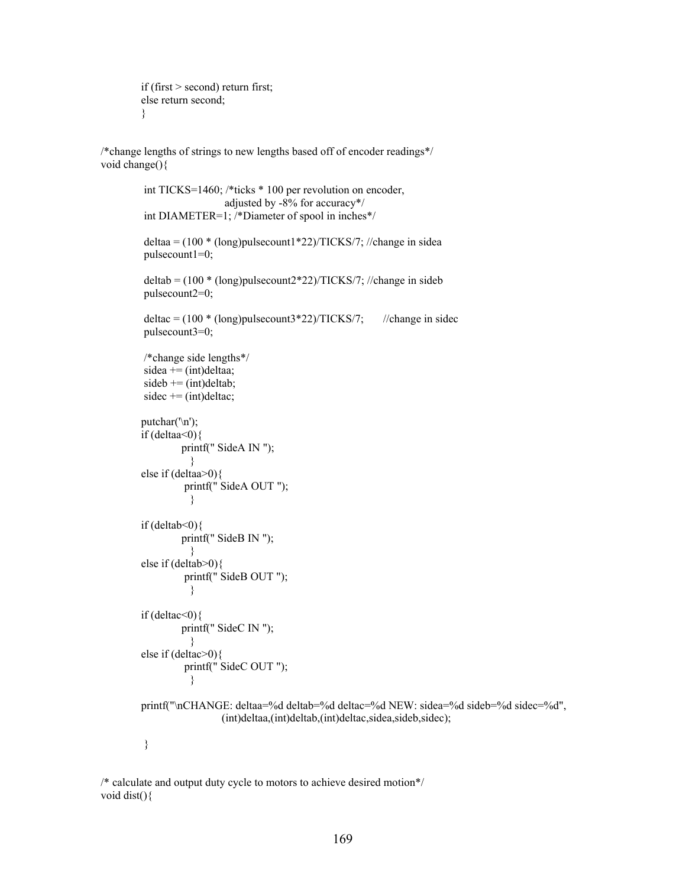```
        if (first > second) return first;
        else return second;
        }


/*change lengths of strings to new lengths based off of encoder readings*/
void change(){

         int TICKS=1460; /*ticks * 100 per revolution on encoder,
                                 adjusted by -8% for accuracy*/
         int DIAMETER=1; /*Diameter of spool in inches*/

         deltaa = (100 * (long)pulsecount1*22)/TICKS/7; //change in sidea
         pulsecount1=0;

         deltab = (100 * (long)pulsecount2*22)/TICKS/7; //change in sideb
         pulsecount2=0;

         deltac = (100 * (long)pulsecount3*22)/TICKS/7;      //change in sidec
         pulsecount3=0;

         /*change side lengths*/
         sidea += (int)deltaa;
         sideb += (int)deltab;
         sidec += (int)deltac;

        putchar('\n');
        if (deltaa<0){
                  printf(" SideA IN ");
                    }
        else if (deltaa>0){
                   printf(" SideA OUT ");
                    }

        if (deltab<0){
                  printf(" SideB IN ");
                    }
        else if (deltab>0){
                   printf(" SideB OUT ");
                    }

        if (deltac<0){
                  printf(" SideC IN ");
                    }
        else if (deltac>0){
                   printf(" SideC OUT ");
                    }

        printf("\nCHANGE: deltaa=%d deltab=%d deltac=%d NEW: sidea=%d sideb=%d sidec=%d",
                        (int)deltaa,(int)deltab,(int)deltac,sidea,sideb,sidec);

         }


/* calculate and output duty cycle to motors to achieve desired motion*/
void dist(){
```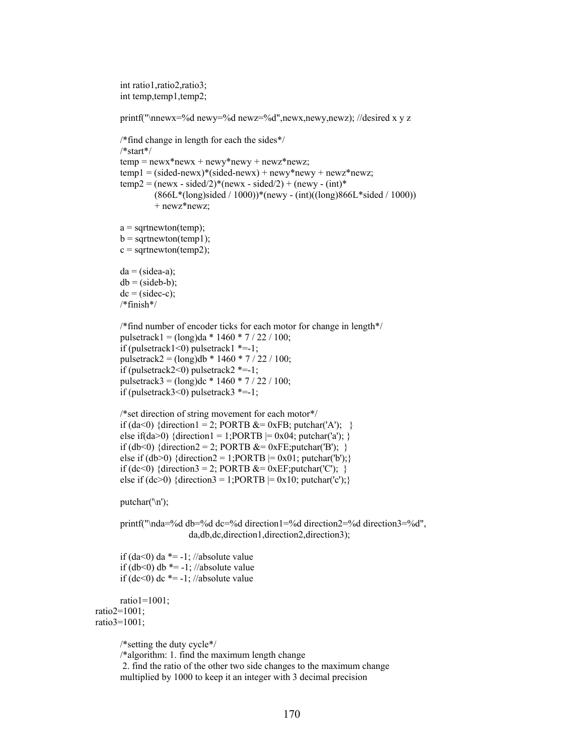```
        int ratio1,ratio2,ratio3;
        int temp,temp1,temp2;

        printf("\nnewx=%d newy=%d newz=%d",newx,newy,newz); //desired x y z

        /*find change in length for each the sides*/
        /*start*/
        temp = newx*newx + newy*newy + newz*newz;
        temp1 = (sided-newx)*(sided-newx) + newy*newy + newz*newz;
        temp2 = (newx - sided/2)*(newx - sided/2) + (newy - (int)*
                (866L*(long)sided / 1000))*(newy - (int)((long)866L*sided / 1000))
                + newz*newz;

        a = sqrtnewton(temp);
        b = sqrtnewton(temp1);
        c = sqrtnewton(temp2);

        da = (sidea-a);
        db = (sideb-b);
        dc = (sidec-c);
        /*finish*/

        /*find number of encoder ticks for each motor for change in length*/
        pulsetrack1 = (long)da * 1460 * 7 / 22 / 100;
        if (pulsetrack1<0) pulsetrack1 *=-1;
        pulsetrack2 = (long)db * 1460 * 7 / 22 / 100;
        if (pulsetrack2<0) pulsetrack2 *=-1;
        pulsetrack3 = (long)dc * 1460 * 7 / 22 / 100;
        if (pulsetrack3<0) pulsetrack3 *=-1;

        /*set direction of string movement for each motor*/
        if (da<0) {direction1 = 2; PORTB &= 0xFB; putchar('A');   }
        else if(da>0) {direction1 = 1;PORTB |= 0x04; putchar('a'); }
        if (db<0) {direction2 = 2; PORTB &= 0xFE;putchar('B');  }
        else if (db>0) {direction2 = 1;PORTB |= 0x01; putchar('b');}
        if (dc<0) {direction3 = 2; PORTB &= 0xEF;putchar('C');  }
        else if (dc>0) {direction3 = 1;PORTB |= 0x10; putchar('c');}

        putchar('\n');

        printf("\nda=%d db=%d dc=%d direction1=%d direction2=%d direction3=%d",
                        da,db,dc,direction1,direction2,direction3);

        if (da<0) da *= -1; //absolute value
        if (db<0) db *= -1; //absolute value
        if (dc<0) dc *= -1; //absolute value

        ratio1=1001;
ratio2=1001;
ratio3=1001;

        /*setting the duty cycle*/
        /*algorithm: 1. find the maximum length change
         2. find the ratio of the other two side changes to the maximum change
        multiplied by 1000 to keep it an integer with 3 decimal precision
```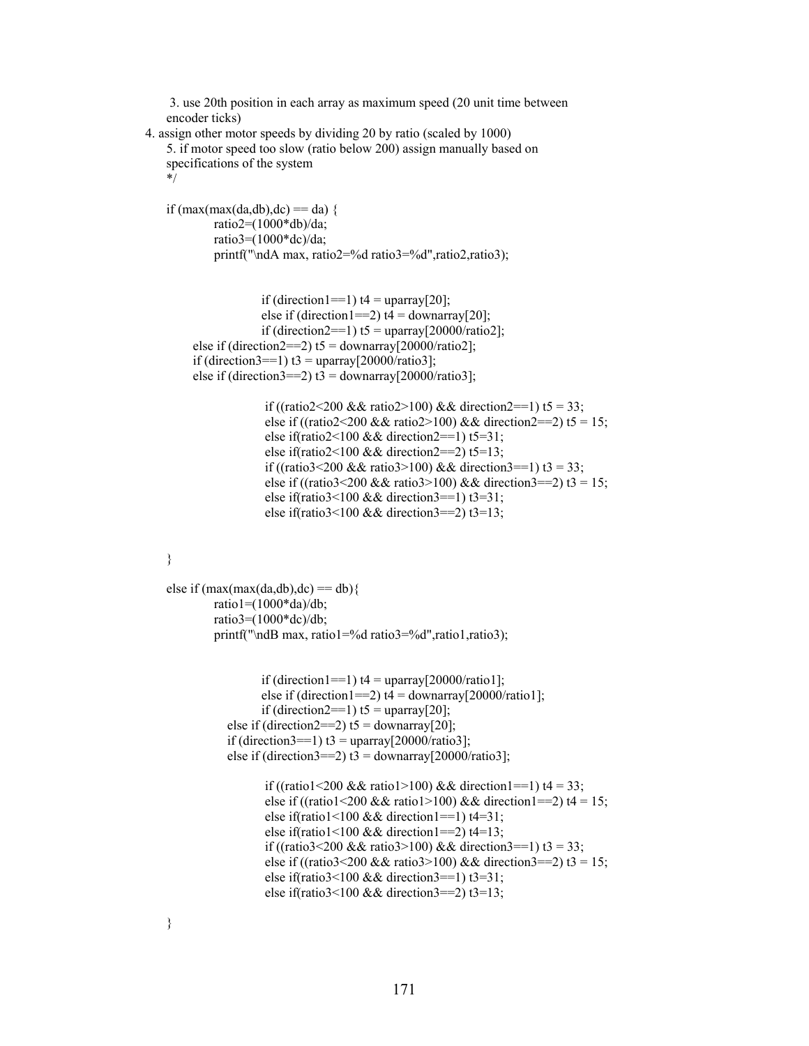```
    3. use 20th position in each array as maximum speed (20 unit time between
    encoder ticks)
 4. assign other motor speeds by dividing 20 by ratio (scaled by 1000)
    5. if motor speed too slow (ratio below 200) assign manually based on
    specifications of the system
    */

    if (max(max(da,db),dc) == da) {
            ratio2=(1000*db)/da;
            ratio3=(1000*dc)/da;
            printf("\ndA max, ratio2=%d ratio3=%d",ratio2,ratio3);


                    if (direction1==1) t4 = uparray[20];
                    else if (direction1==2) t4 = downarray[20];
                    if (direction2==1) t5 = uparray[20000/ratio2];
        else if (direction2==2) t5 = downarray[20000/ratio2];
        if (direction3==1) t3 = uparray[20000/ratio3];
        else if (direction3==2) t3 = downarray[20000/ratio3];

                    if ((ratio2<200 && ratio2>100) && direction2==1) t5 = 33;
                    else if ((ratio2<200 && ratio2>100) && direction2==2) t5 = 15;
                    else if(ratio2<100 && direction2==1) t5=31;
                    else if(ratio2<100 && direction2==2) t5=13;
                    if ((ratio3<200 && ratio3>100) && direction3==1) t3 = 33;
                    else if ((ratio3<200 && ratio3>100) && direction3==2) t3 = 15;
                    else if(ratio3<100 && direction3==1) t3=31;
                    else if(ratio3<100 && direction3==2) t3=13;


    }

    else if (max(max(da,db),dc) == db){
            ratio1=(1000*da)/db;
            ratio3=(1000*dc)/db;
            printf("\ndB max, ratio1=%d ratio3=%d",ratio1,ratio3);


                    if (direction1==1) t4 = uparray[20000/ratio1];
                    else if (direction1==2) t4 = downarray[20000/ratio1];
                    if (direction2==1) t5 = uparray[20];
            else if (direction2==2) t5 = downarray[20];
            if (direction3==1) t3 = uparray[20000/ratio3];
            else if (direction3==2) t3 = downarray[20000/ratio3];

                    if ((ratio1<200 && ratio1>100) && direction1==1) t4 = 33;
                    else if ((ratio1<200 && ratio1>100) && direction1==2) t4 = 15;
                    else if(ratio1<100 && direction1==1) t4=31;
                    else if(ratio1<100 && direction1==2) t4=13;
                    if ((ratio3<200 && ratio3>100) && direction3==1) t3 = 33;
                    else if ((ratio3<200 && ratio3>100) && direction3==2) t3 = 15;
                    else if(ratio3<100 && direction3==1) t3=31;
                    else if(ratio3<100 && direction3==2) t3=13;

    }
```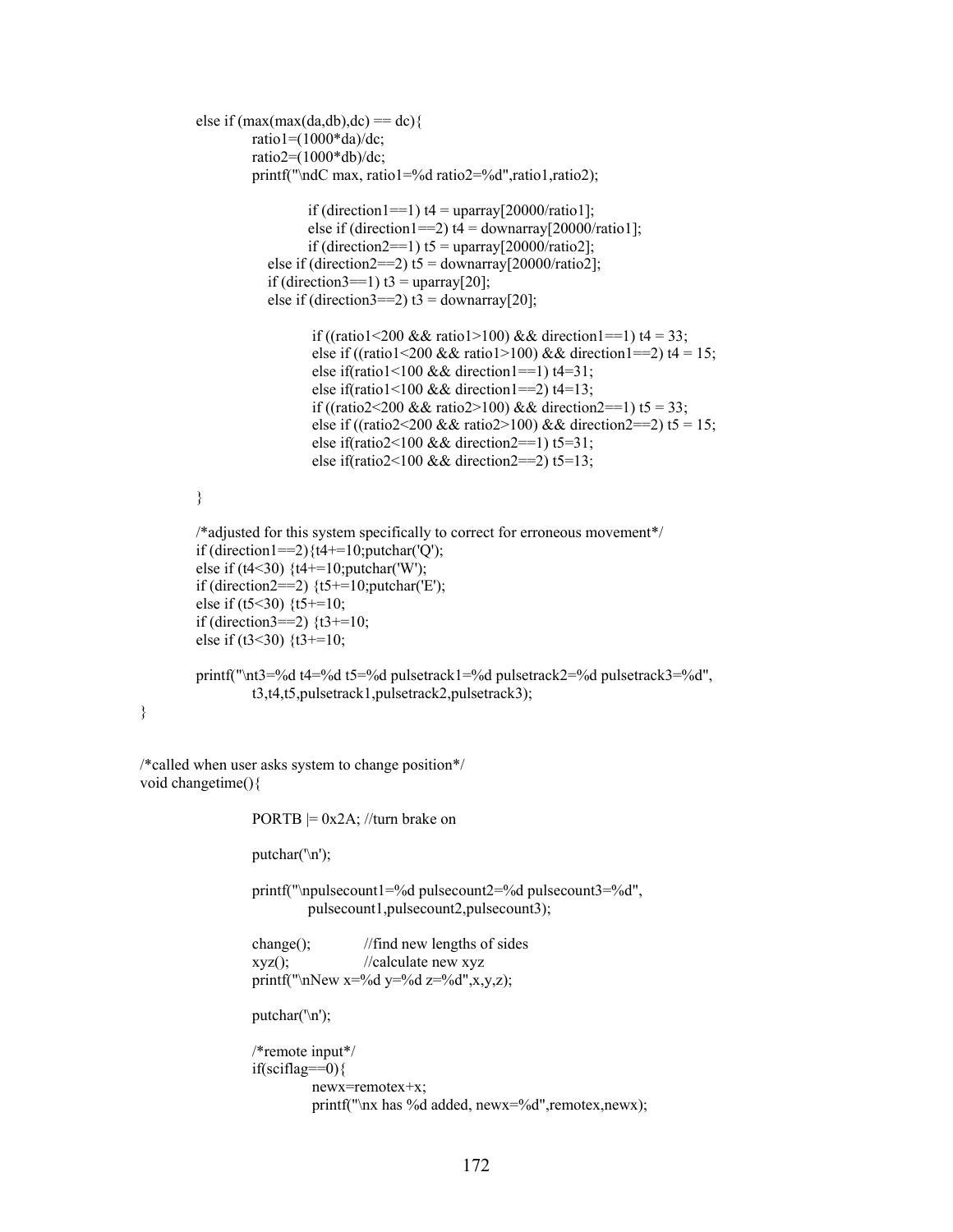```
        else if (max(max(da,db),dc) == dc){
                ratio1=(1000*da)/dc;
                ratio2=(1000*db)/dc;
                printf("\ndC max, ratio1=%d ratio2=%d",ratio1,ratio2);

                        if (direction1==1) t4 = uparray[20000/ratio1];
                        else if (direction1==2) t4 = downarray[20000/ratio1];
                        if (direction2==1) t5 = uparray[20000/ratio2];
                    else if (direction2==2) t5 = downarray[20000/ratio2];
                    if (direction3==1) t3 = uparray[20];
                    else if (direction3==2) t3 = downarray[20];

                        if ((ratio1<200 && ratio1>100) && direction1==1) t4 = 33;
                        else if ((ratio1<200 && ratio1>100) && direction1==2) t4 = 15;
                        else if(ratio1<100 && direction1==1) t4=31;
                        else if(ratio1<100 && direction1==2) t4=13;
                        if ((ratio2<200 && ratio2>100) && direction2==1) t5 = 33;
                        else if ((ratio2<200 && ratio2>100) && direction2==2) t5 = 15;
                        else if(ratio2<100 && direction2==1) t5=31;
                        else if(ratio2<100 && direction2==2) t5=13;

        }

        /*adjusted for this system specifically to correct for erroneous movement*/
        if (direction1==2){t4+=10;putchar('Q');
        else if (t4<30) {t4+=10;putchar('W');
        if (direction2==2) {t5+=10;putchar('E');
        else if (t5<30) {t5+=10;
        if (direction3==2) {t3+=10;
        else if (t3<30) {t3+=10;

        printf("\nt3=%d t4=%d t5=%d pulsetrack1=%d pulsetrack2=%d pulsetrack3=%d",
                t3,t4,t5,pulsetrack1,pulsetrack2,pulsetrack3);
}


/*called when user asks system to change position*/
void changetime(){

                PORTB |= 0x2A; //turn brake on

                putchar('\n');

                printf("\npulsecount1=%d pulsecount2=%d pulsecount3=%d",
                        pulsecount1,pulsecount2,pulsecount3);

                change();           //find new lengths of sides
                xyz();              //calculate new xyz
                printf("\nNew x=%d y=%d z=%d",x,y,z);

                putchar('\n');

                /*remote input*/
                if(sciflag==0){
                        newx=remotex+x;
                        printf("\nx has %d added, newx=%d",remotex,newx);
```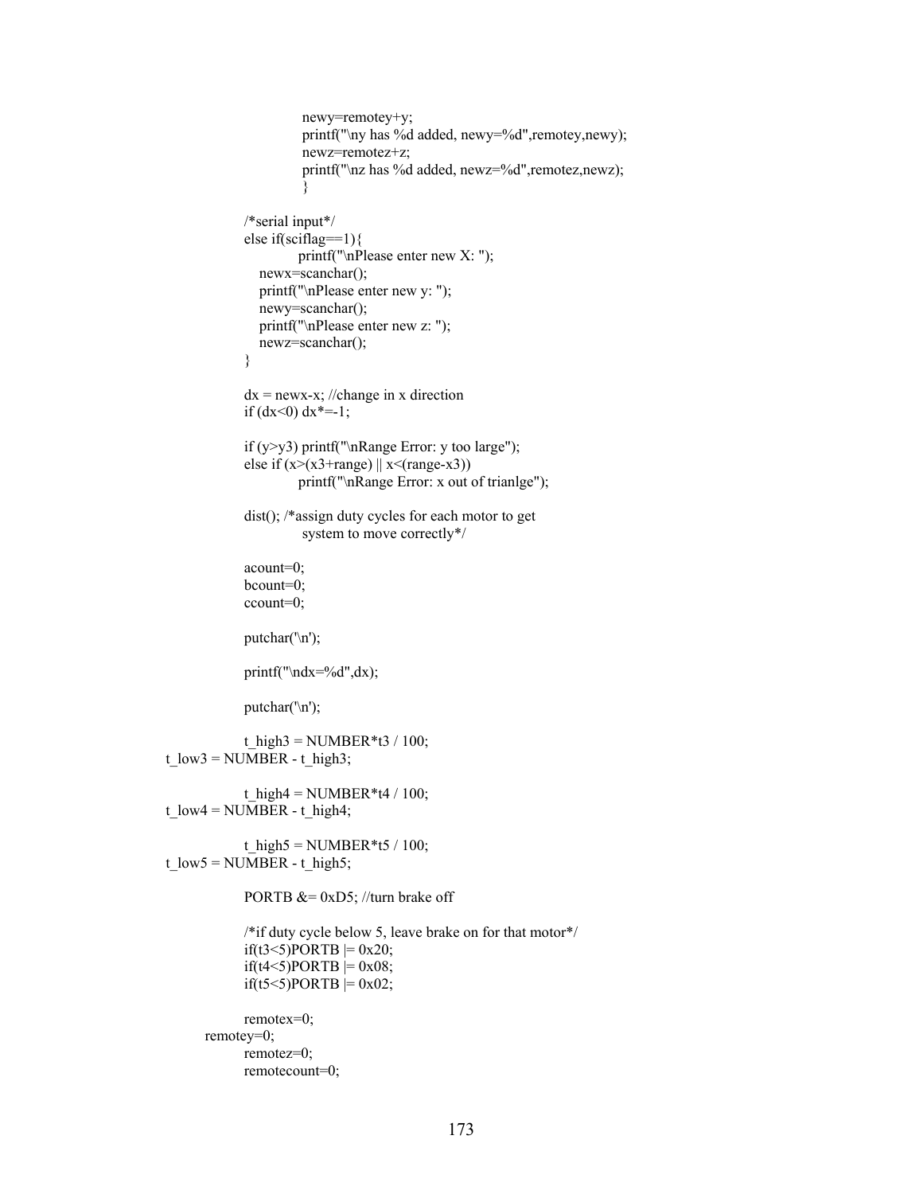```
                    newy=remotey+y;
                    printf("\ny has %d added, newy=%d",remotey,newy);
                    newz=remotez+z;
                    printf("\nz has %d added, newz=%d",remotez,newz);
                    }

            /*serial input*/
            else if(sciflag==1){
                    printf("\nPlease enter new X: ");
               newx=scanchar();
               printf("\nPlease enter new y: ");
               newy=scanchar();
               printf("\nPlease enter new z: ");
               newz=scanchar();
            }

            dx = newx-x; //change in x direction
            if (dx<0) dx*=-1;

            if (y>y3) printf("\nRange Error: y too large");
            else if (x>(x3+range) || x<(range-x3))
                    printf("\nRange Error: x out of trianlge");

            dist(); /*assign duty cycles for each motor to get
                    system to move correctly*/

            acount=0;
            bcount=0;
            ccount=0;

            putchar('\n');

            printf("\ndx=%d",dx);

            putchar('\n');

            t_high3 = NUMBER*t3 / 100;
t_low3 = NUMBER - t_high3;

            t_high4 = NUMBER*t4 / 100;
t_low4 = NUMBER - t_high4;

            t_high5 = NUMBER*t5 / 100;
t_low5 = NUMBER - t_high5;

            PORTB &= 0xD5; //turn brake off

            /*if duty cycle below 5, leave brake on for that motor*/
            if(t3<5)PORTB |= 0x20;
            if(t4<5)PORTB |= 0x08;
            if(t5<5)PORTB |= 0x02;

            remotex=0;
    remotey=0;
            remotez=0;
            remotecount=0;
```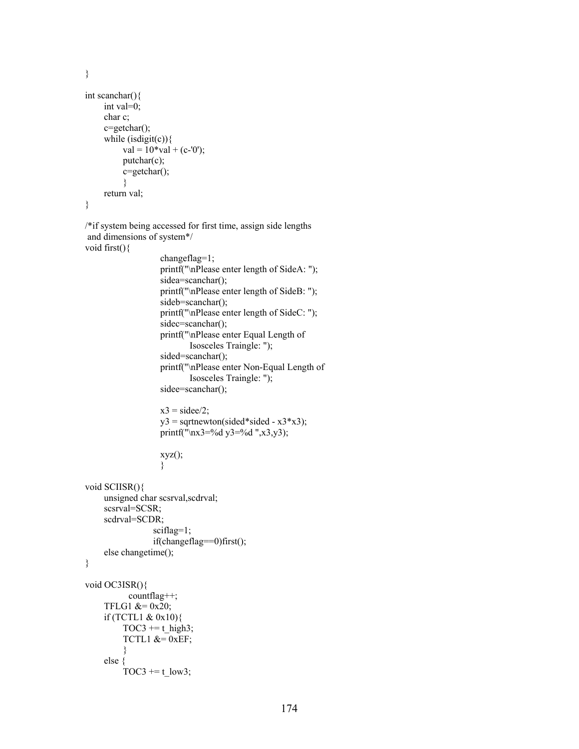```
}

int scanchar(){
      int val=0;
      char c;
      c=getchar();
      while (isdigit(c)){
            val = 10*val + (c-'0');
            putchar(c);
            c=getchar();
            }
      return val;
}

/*if system being accessed for first time, assign side lengths
 and dimensions of system*/
void first(){
                        changeflag=1;
                        printf("\nPlease enter length of SideA: ");
                        sidea=scanchar();
                        printf("\nPlease enter length of SideB: ");
                        sideb=scanchar();
                        printf("\nPlease enter length of SideC: ");
                        sidec=scanchar();
                        printf("\nPlease enter Equal Length of
                                  Isosceles Traingle: ");
                        sided=scanchar();
                        printf("\nPlease enter Non-Equal Length of
                                  Isosceles Traingle: ");
                        sidee=scanchar();

                        x3 = sidee/2;
                        y3 = sqrtnewton(sided*sided - x3*x3);
                        printf("\nx3=%d y3=%d ",x3,y3);

                        xyz();
                        }

void SCIISR(){
      unsigned char scsrval,scdrval;
      scsrval=SCSR;
      scdrval=SCDR;
                      sciflag=1;
                      if(changeflag==0)first();
      else changetime();
}

void OC3ISR(){
              countflag++;
      TFLG1 &= 0x20;
      if (TCTL1 & 0x10){
            TOC3 += t_high3;
            TCTL1 &= 0xEF;
            }
      else {
            TOC3 += t_low3;
```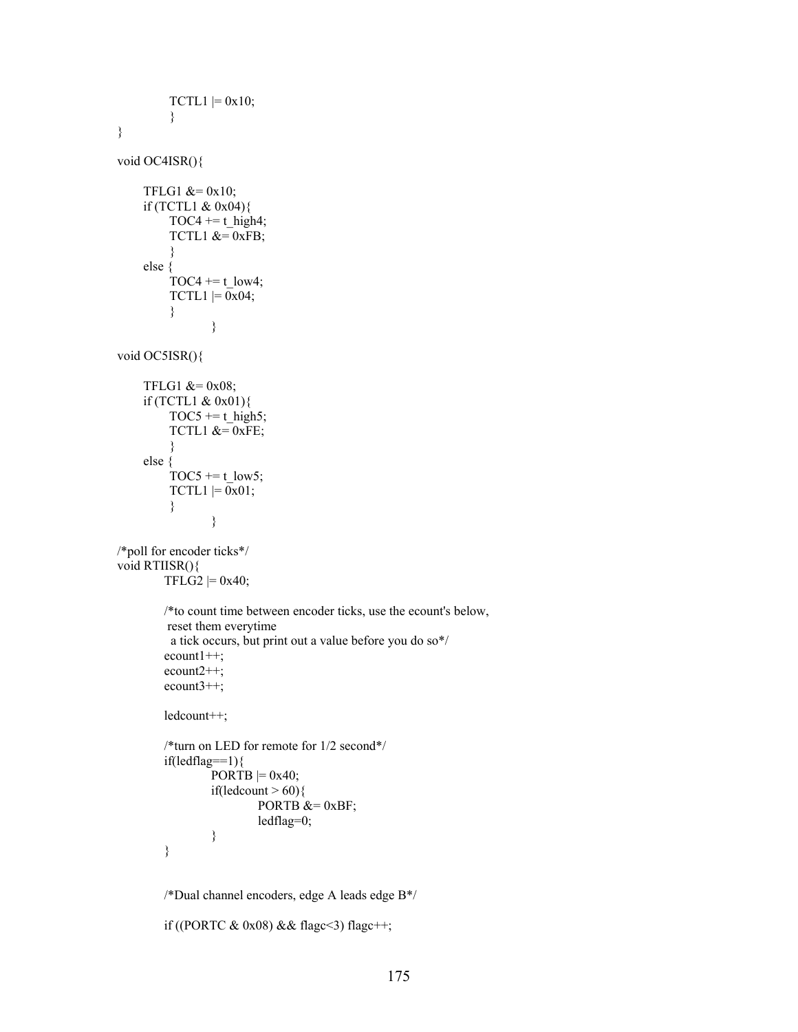```
            TCTL1 |= 0x10;
            }
}

void OC4ISR(){

      TFLG1 &= 0x10;
      if (TCTL1 & 0x04){
            TOC4 += t_high4;
            TCTL1 &= 0xFB;
            }
      else {
            TOC4 += t_low4;
            TCTL1 |= 0x04;
            }
                  }

void OC5ISR(){

      TFLG1 &= 0x08;
      if (TCTL1 & 0x01){
            TOC5 += t_high5;
            TCTL1 &= 0xFE;
            }
      else {
            TOC5 += t_low5;
            TCTL1 |= 0x01;
            }
                  }

/*poll for encoder ticks*/
void RTIISR(){
          TFLG2 |= 0x40;

          /*to count time between encoder ticks, use the ecount's below,
           reset them everytime
            a tick occurs, but print out a value before you do so*/
          ecount1++;
          ecount2++;
          ecount3++;

          ledcount++;

          /*turn on LED for remote for 1/2 second*/
          if(ledflag==1){
                    PORTB |= 0x40;
                    if(ledcount > 60){
                              PORTB &= 0xBF;
                              ledflag=0;
                    }
          }


          /*Dual channel encoders, edge A leads edge B*/

          if ((PORTC & 0x08) && flagc<3) flagc++;
```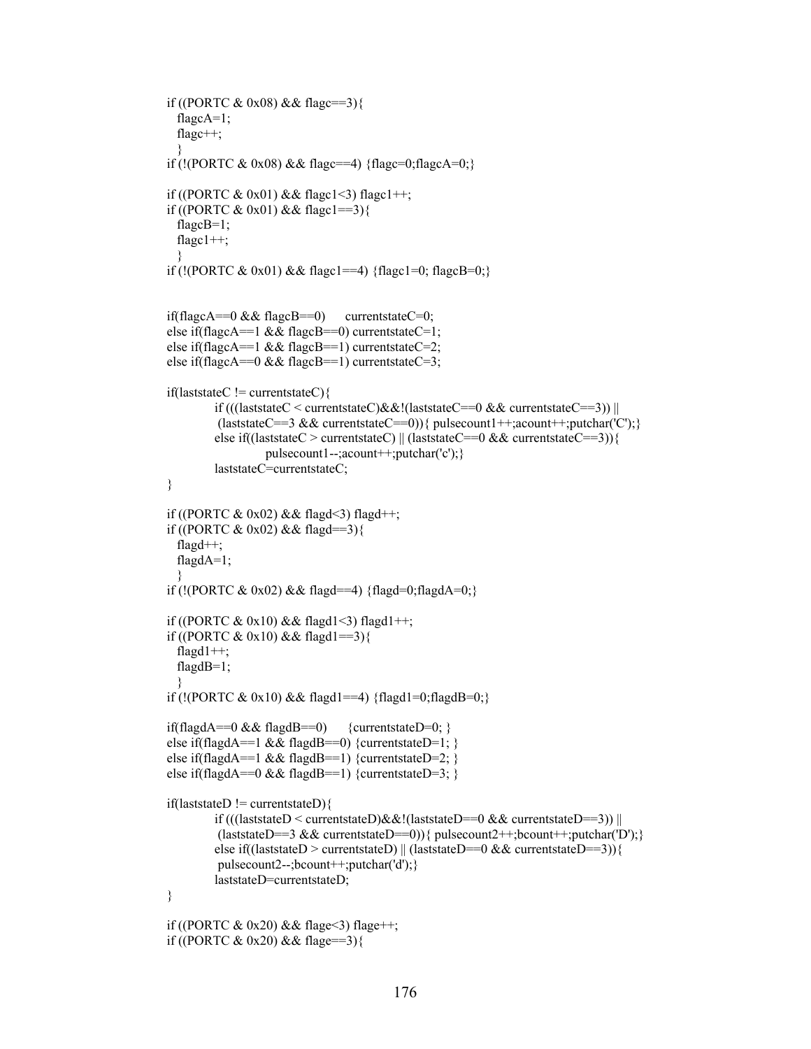```
if ((PORTC & 0x08) && flagc==3){
   flagcA=1;
   flagc++;
   }
if (!(PORTC & 0x08) && flagc==4) {flagc=0;flagcA=0;}

if ((PORTC & 0x01) && flagc1<3) flagc1++;
if ((PORTC & 0x01) && flagc1==3){
   flagcB=1;
   flagc1++;
   }
if (!(PORTC & 0x01) && flagc1==4) {flagc1=0; flagcB=0;}


if(flagcA==0 && flagcB==0)      currentstateC=0;
else if(flagcA==1 && flagcB==0) currentstateC=1;
else if(flagcA==1 && flagcB==1) currentstateC=2;
else if(flagcA==0 && flagcB==1) currentstateC=3;

if(laststateC != currentstateC){
            if (((laststateC < currentstateC)&&!(laststateC==0 && currentstateC==3)) ||
             (laststateC==3 && currentstateC==0)){ pulsecount1++;acount++;putchar('C');}
            else if((laststateC > currentstateC) || (laststateC==0 && currentstateC==3)){
                        pulsecount1--;acount++;putchar('c');}
            laststateC=currentstateC;
}

if ((PORTC & 0x02) && flagd<3) flagd++;
if ((PORTC & 0x02) && flagd==3){
   flagd++;
   flagdA=1;
   }
if (!(PORTC & 0x02) && flagd==4) {flagd=0;flagdA=0;}

if ((PORTC & 0x10) && flagd1<3) flagd1++;
if ((PORTC & 0x10) && flagd1==3){
   flagd1++;
   flagdB=1;
   }
if (!(PORTC & 0x10) && flagd1==4) {flagd1=0;flagdB=0;}

if(flagdA==0 && flagdB==0)      {currentstateD=0; }
else if(flagdA==1 && flagdB==0) {currentstateD=1; }
else if(flagdA==1 && flagdB==1) {currentstateD=2; }
else if(flagdA==0 && flagdB==1) {currentstateD=3; }

if(laststateD != currentstateD){
            if (((laststateD < currentstateD)&&!(laststateD==0 && currentstateD==3)) ||
             (laststateD==3 && currentstateD==0)){ pulsecount2++;bcount++;putchar('D');}
            else if((laststateD > currentstateD) || (laststateD==0 && currentstateD==3)){
             pulsecount2--;bcount++;putchar('d');}
            laststateD=currentstateD;
}

if ((PORTC & 0x20) && flage<3) flage++;
if ((PORTC & 0x20) && flage==3){
```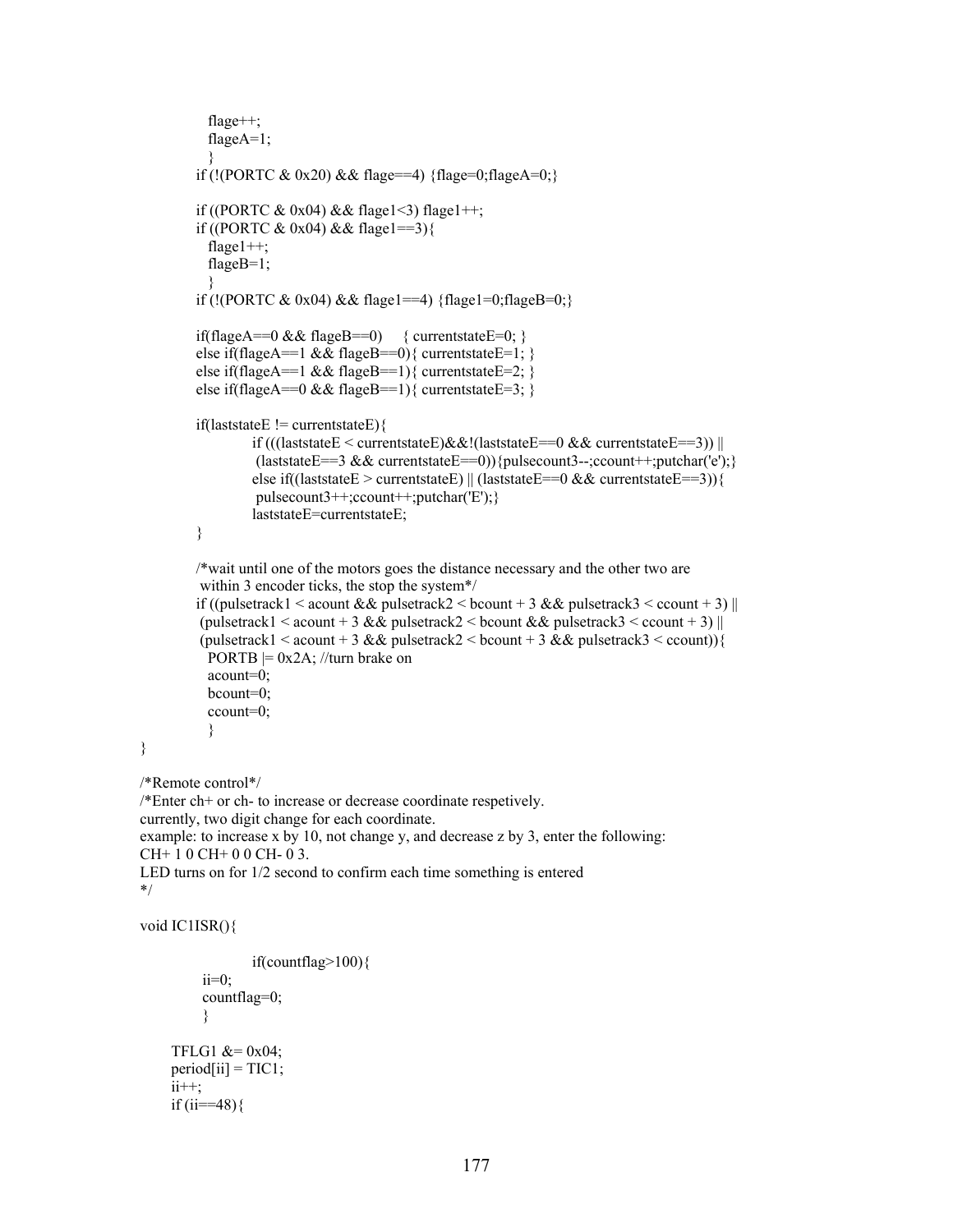```
            flage++;
            flageA=1;
            }
        if (!(PORTC & 0x20) && flage==4) {flage=0;flageA=0;}

        if ((PORTC & 0x04) && flage1<3) flage1++;
        if ((PORTC & 0x04) && flage1==3){
            flage1++;
            flageB=1;
            }
        if (!(PORTC & 0x04) && flage1==4) {flage1=0;flageB=0;}

        if(flageA==0 && flageB==0)     { currentstateE=0; }
        else if(flageA==1 && flageB==0){ currentstateE=1; }
        else if(flageA==1 && flageB==1){ currentstateE=2; }
        else if(flageA==0 && flageB==1){ currentstateE=3; }

        if(laststateE != currentstateE){
                if (((laststateE < currentstateE)&&!(laststateE==0 && currentstateE==3)) ||
                 (laststateE==3 && currentstateE==0)){pulsecount3--;ccount++;putchar('e');}
                else if((laststateE > currentstateE) || (laststateE==0 && currentstateE==3)){
                 pulsecount3++;ccount++;putchar('E');}
                laststateE=currentstateE;
        }

        /*wait until one of the motors goes the distance necessary and the other two are
         within 3 encoder ticks, the stop the system*/
        if ((pulsetrack1 < acount && pulsetrack2 < bcount + 3 && pulsetrack3 < ccount + 3) ||
         (pulsetrack1 < acount + 3 && pulsetrack2 < bcount && pulsetrack3 < ccount + 3) ||
         (pulsetrack1 < acount + 3 && pulsetrack2 < bcount + 3 && pulsetrack3 < ccount)){
            PORTB |= 0x2A; //turn brake on
            acount=0;
            bcount=0;
            ccount=0;
            }
}

/*Remote control*/
/*Enter ch+ or ch- to increase or decrease coordinate respetively.
currently, two digit change for each coordinate.
example: to increase x by 10, not change y, and decrease z by 3, enter the following:
CH+ 1 0 CH+ 0 0 CH- 0 3.
LED turns on for 1/2 second to confirm each time something is entered
*/

void IC1ISR(){

                if(countflag>100){
          ii=0;
          countflag=0;
          }

     TFLG1 &= 0x04;
     period[ii] = TIC1;
     ii++;
     if (ii==48){
```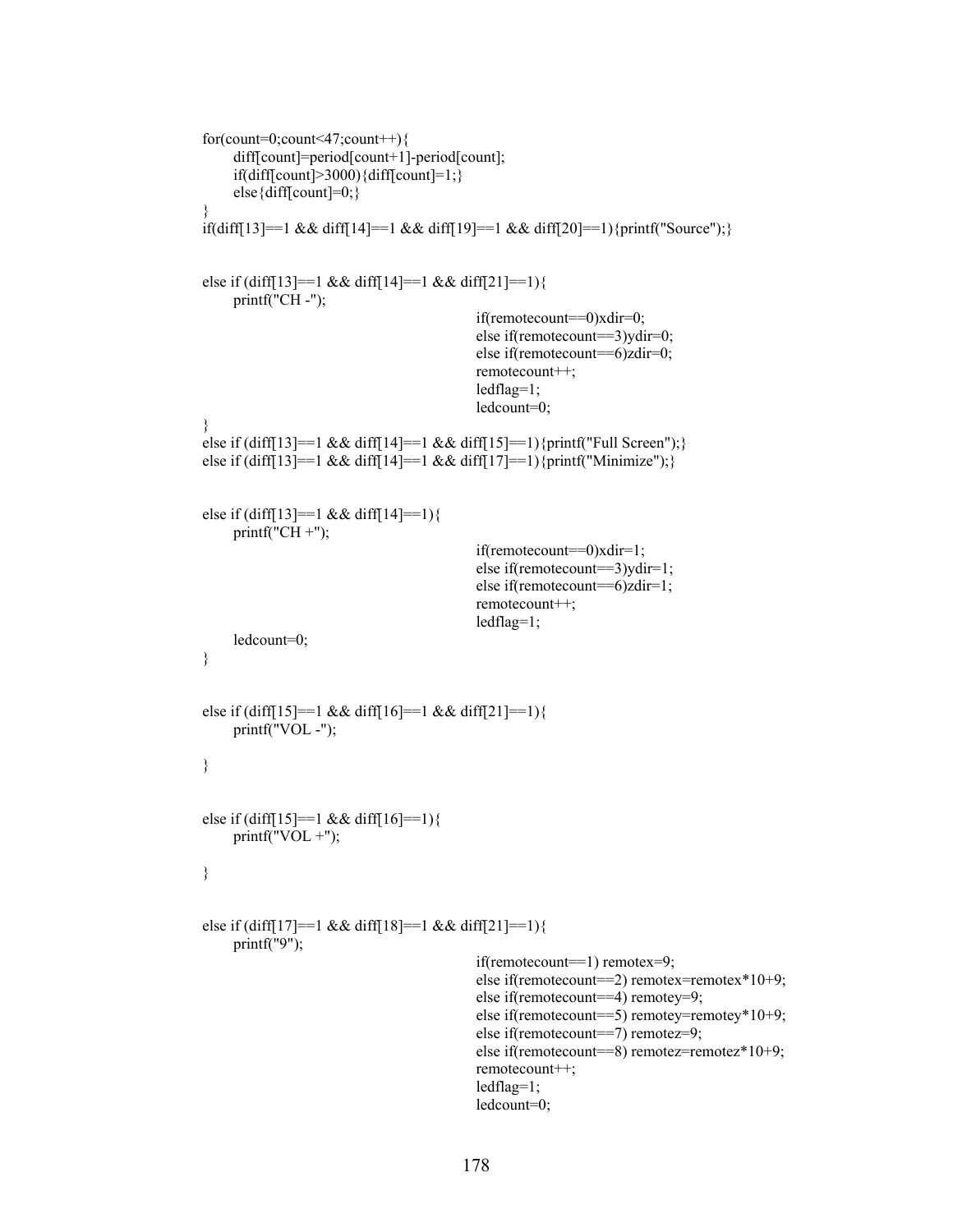```
for(count=0;count<47;count++){
	diff[count]=period[count+1]-period[count];
	if(diff[count]>3000){diff[count]=1;}
	else{diff[count]=0;}
}
if(diff[13]==1 && diff[14]==1 && diff[19]==1 && diff[20]==1){printf("Source");}


else if (diff[13]==1 && diff[14]==1 && diff[21]==1){
	printf("CH -");
						if(remotecount==0)xdir=0;
						else if(remotecount==3)ydir=0;
						else if(remotecount==6)zdir=0;
						remotecount++;
						ledflag=1;
						ledcount=0;
}
else if (diff[13]==1 && diff[14]==1 && diff[15]==1){printf("Full Screen");}
else if (diff[13]==1 && diff[14]==1 && diff[17]==1){printf("Minimize");}


else if (diff[13]==1 && diff[14]==1){
	printf("CH +");
						if(remotecount==0)xdir=1;
						else if(remotecount==3)ydir=1;
						else if(remotecount==6)zdir=1;
						remotecount++;
						ledflag=1;
	ledcount=0;
}


else if (diff[15]==1 && diff[16]==1 && diff[21]==1){
	printf("VOL -");

}


else if (diff[15]==1 && diff[16]==1){
	printf("VOL +");

}


else if (diff[17]==1 && diff[18]==1 && diff[21]==1){
	printf("9");
						if(remotecount==1) remotex=9;
						else if(remotecount==2) remotex=remotex*10+9;
						else if(remotecount==4) remotey=9;
						else if(remotecount==5) remotey=remotey*10+9;
						else if(remotecount==7) remotez=9;
						else if(remotecount==8) remotez=remotez*10+9;
						remotecount++;
						ledflag=1;
						ledcount=0;
```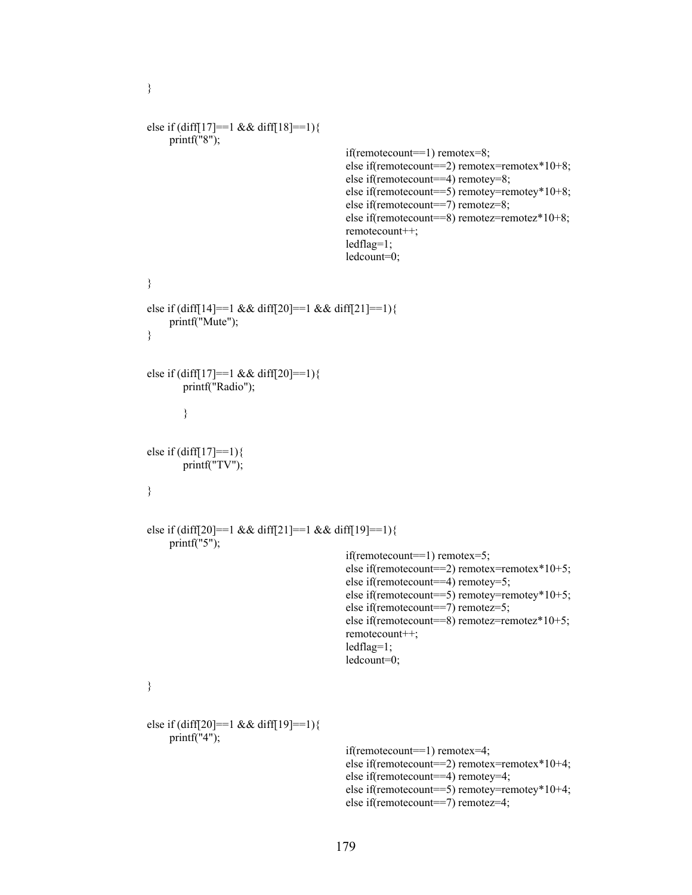```
}

else if (diff[17]==1 && diff[18]==1){
      printf("8");
                                    if(remotecount==1) remotex=8;
                                    else if(remotecount==2) remotex=remotex*10+8;
                                    else if(remotecount==4) remotey=8;
                                    else if(remotecount==5) remotey=remotey*10+8;
                                    else if(remotecount==7) remotez=8;
                                    else if(remotecount==8) remotez=remotez*10+8;
                                    remotecount++;
                                    ledflag=1;
                                    ledcount=0;

}

else if (diff[14]==1 && diff[20]==1 && diff[21]==1){
      printf("Mute");
}

else if (diff[17]==1 && diff[20]==1){
         printf("Radio");

         }

else if (diff[17]==1){
         printf("TV");

}

else if (diff[20]==1 && diff[21]==1 && diff[19]==1){
      printf("5");
                                    if(remotecount==1) remotex=5;
                                    else if(remotecount==2) remotex=remotex*10+5;
                                    else if(remotecount==4) remotey=5;
                                    else if(remotecount==5) remotey=remotey*10+5;
                                    else if(remotecount==7) remotez=5;
                                    else if(remotecount==8) remotez=remotez*10+5;
                                    remotecount++;
                                    ledflag=1;
                                    ledcount=0;

}

else if (diff[20]==1 && diff[19]==1){
      printf("4");
                                    if(remotecount==1) remotex=4;
                                    else if(remotecount==2) remotex=remotex*10+4;
                                    else if(remotecount==4) remotey=4;
                                    else if(remotecount==5) remotey=remotey*10+4;
                                    else if(remotecount==7) remotez=4;
```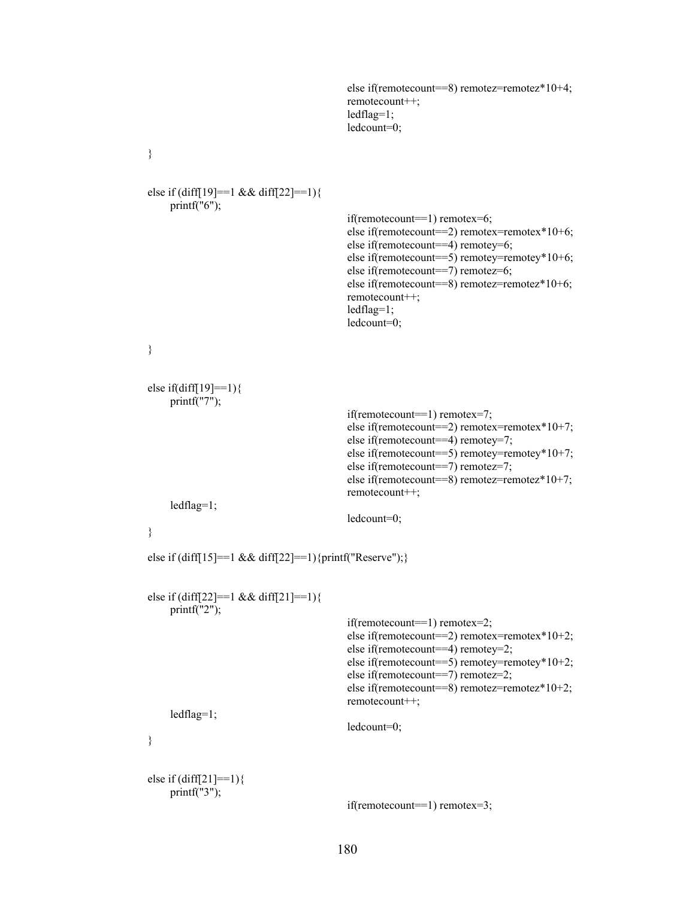```
                                        else if(remotecount==8) remotez=remotez*10+4;
                                        remotecount++;
                                        ledflag=1;
                                        ledcount=0;

}


else if (diff[19]==1 && diff[22]==1){
      printf("6");
                                        if(remotecount==1) remotex=6;
                                        else if(remotecount==2) remotex=remotex*10+6;
                                        else if(remotecount==4) remotey=6;
                                        else if(remotecount==5) remotey=remotey*10+6;
                                        else if(remotecount==7) remotez=6;
                                        else if(remotecount==8) remotez=remotez*10+6;
                                        remotecount++;
                                        ledflag=1;
                                        ledcount=0;

}


else if(diff[19]==1){
      printf("7");
                                        if(remotecount==1) remotex=7;
                                        else if(remotecount==2) remotex=remotex*10+7;
                                        else if(remotecount==4) remotey=7;
                                        else if(remotecount==5) remotey=remotey*10+7;
                                        else if(remotecount==7) remotez=7;
                                        else if(remotecount==8) remotez=remotez*10+7;
                                        remotecount++;
      ledflag=1;
                                        ledcount=0;
}

else if (diff[15]==1 && diff[22]==1){printf("Reserve");}


else if (diff[22]==1 && diff[21]==1){
      printf("2");
                                        if(remotecount==1) remotex=2;
                                        else if(remotecount==2) remotex=remotex*10+2;
                                        else if(remotecount==4) remotey=2;
                                        else if(remotecount==5) remotey=remotey*10+2;
                                        else if(remotecount==7) remotez=2;
                                        else if(remotecount==8) remotez=remotez*10+2;
                                        remotecount++;
      ledflag=1;
                                        ledcount=0;
}


else if (diff[21]==1){
      printf("3");
                                        if(remotecount==1) remotex=3;
```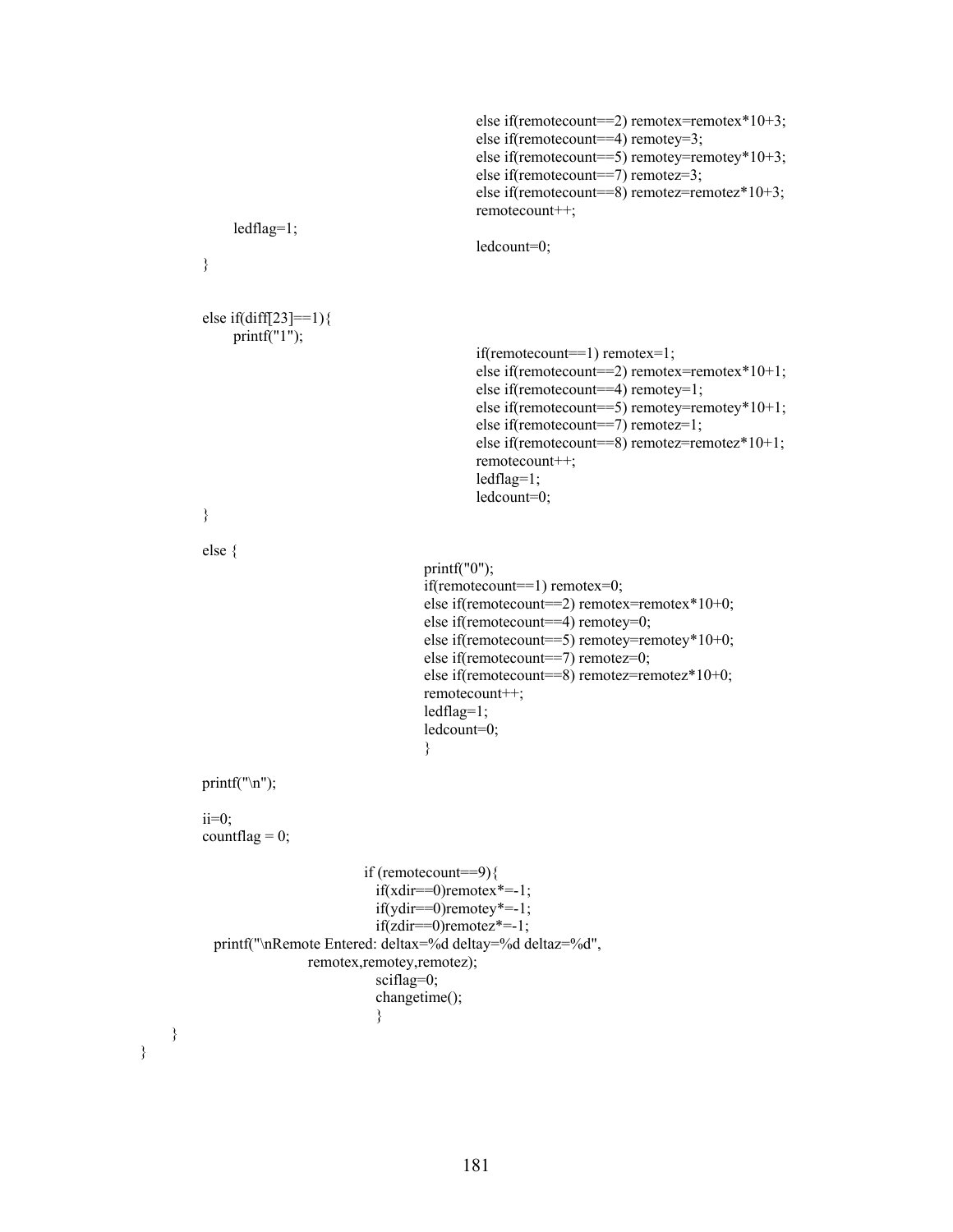```
                                                    else if(remotecount==2) remotex=remotex*10+3;
                                                    else if(remotecount==4) remotey=3;
                                                    else if(remotecount==5) remotey=remotey*10+3;
                                                    else if(remotecount==7) remotez=3;
                                                    else if(remotecount==8) remotez=remotez*10+3;
                                                    remotecount++;
            ledflag=1;
                                                    ledcount=0;
        }


        else if(diff[23]==1){
            printf("1");
                                                    if(remotecount==1) remotex=1;
                                                    else if(remotecount==2) remotex=remotex*10+1;
                                                    else if(remotecount==4) remotey=1;
                                                    else if(remotecount==5) remotey=remotey*10+1;
                                                    else if(remotecount==7) remotez=1;
                                                    else if(remotecount==8) remotez=remotez*10+1;
                                                    remotecount++;
                                                    ledflag=1;
                                                    ledcount=0;
        }

        else {
                                            printf("0");
                                            if(remotecount==1) remotex=0;
                                            else if(remotecount==2) remotex=remotex*10+0;
                                            else if(remotecount==4) remotey=0;
                                            else if(remotecount==5) remotey=remotey*10+0;
                                            else if(remotecount==7) remotez=0;
                                            else if(remotecount==8) remotez=remotez*10+0;
                                            remotecount++;
                                            ledflag=1;
                                            ledcount=0;
                                            }

        printf("\n");

        ii=0;
        countflag = 0;

                                    if (remotecount==9){
                                      if(xdir==0)remotex*=-1;
                                      if(ydir==0)remotey*=-1;
                                      if(zdir==0)remotez*=-1;
          printf("\nRemote Entered: deltax=%d deltay=%d deltaz=%d",
                        remotex,remotey,remotez);
                                      sciflag=0;
                                      changetime();
                                      }
    }
}
```